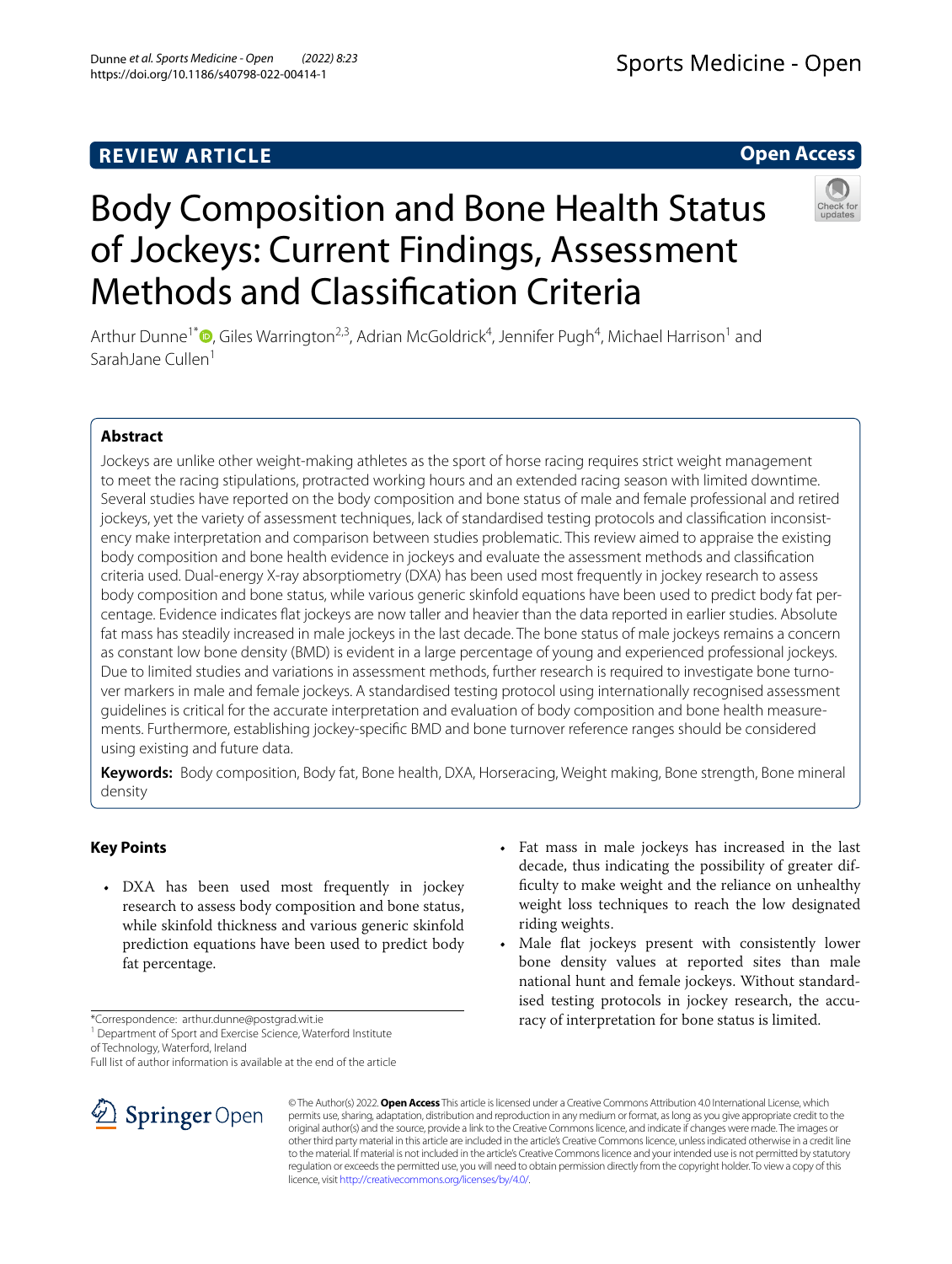REVIEW ARTICLE

Open Access

# Body Composition and Bone Health Status of Jockeys: Current Findings, Assessment Methods and Classification Criteria

Arthur Dunne[1*], Giles Warrington[2,3], Adrian McGoldrick[4], Jennifer Pugh[4], Michael Harrison[1] and SarahJane Cullen[1]

## Abstract

Jockeys are unlike other weight-making athletes as the sport of horse racing requires strict weight management to meet the racing stipulations, protracted working hours and an extended racing season with limited downtime. Several studies have reported on the body composition and bone status of male and female professional and retired jockeys, yet the variety of assessment techniques, lack of standardised testing protocols and classification inconsistency make interpretation and comparison between studies problematic. This review aimed to appraise the existing body composition and bone health evidence in jockeys and evaluate the assessment methods and classification criteria used. Dual-energy X-ray absorptiometry (DXA) has been used most frequently in jockey research to assess body composition and bone status, while various generic skinfold equations have been used to predict body fat percentage. Evidence indicates flat jockeys are now taller and heavier than the data reported in earlier studies. Absolute fat mass has steadily increased in male jockeys in the last decade. The bone status of male jockeys remains a concern as constant low bone density (BMD) is evident in a large percentage of young and experienced professional jockeys. Due to limited studies and variations in assessment methods, further research is required to investigate bone turnover markers in male and female jockeys. A standardised testing protocol using internationally recognised assessment guidelines is critical for the accurate interpretation and evaluation of body composition and bone health measurements. Furthermore, establishing jockey-specific BMD and bone turnover reference ranges should be considered using existing and future data.

**Keywords:** Body composition, Body fat, Bone health, DXA, Horseracing, Weight making, Bone strength, Bone mineral density

## Key Points

- DXA has been used most frequently in jockey research to assess body composition and bone status, while skinfold thickness and various generic skinfold prediction equations have been used to predict body fat percentage.
- Fat mass in male jockeys has increased in the last decade, thus indicating the possibility of greater difficulty to make weight and the reliance on unhealthy weight loss techniques to reach the low designated riding weights.
- Male flat jockeys present with consistently lower bone density values at reported sites than male national hunt and female jockeys. Without standardised testing protocols in jockey research, the accuracy of interpretation for bone status is limited.

*Correspondence: arthur.dunne@postgrad.wit.ie

[1] Department of Sport and Exercise Science, Waterford Institute of Technology, Waterford, Ireland

Full list of author information is available at the end of the article

© The Author(s) 2022. **Open Access** This article is licensed under a Creative Commons Attribution 4.0 International License, which permits use, sharing, adaptation, distribution and reproduction in any medium or format, as long as you give appropriate credit to the original author(s) and the source, provide a link to the Creative Commons licence, and indicate if changes were made. The images or other third party material in this article are included in the article's Creative Commons licence, unless indicated otherwise in a credit line to the material. If material is not included in the article's Creative Commons licence and your intended use is not permitted by statutory regulation or exceeds the permitted use, you will need to obtain permission directly from the copyright holder. To view a copy of this licence, visit http://creativecommons.org/licenses/by/4.0/.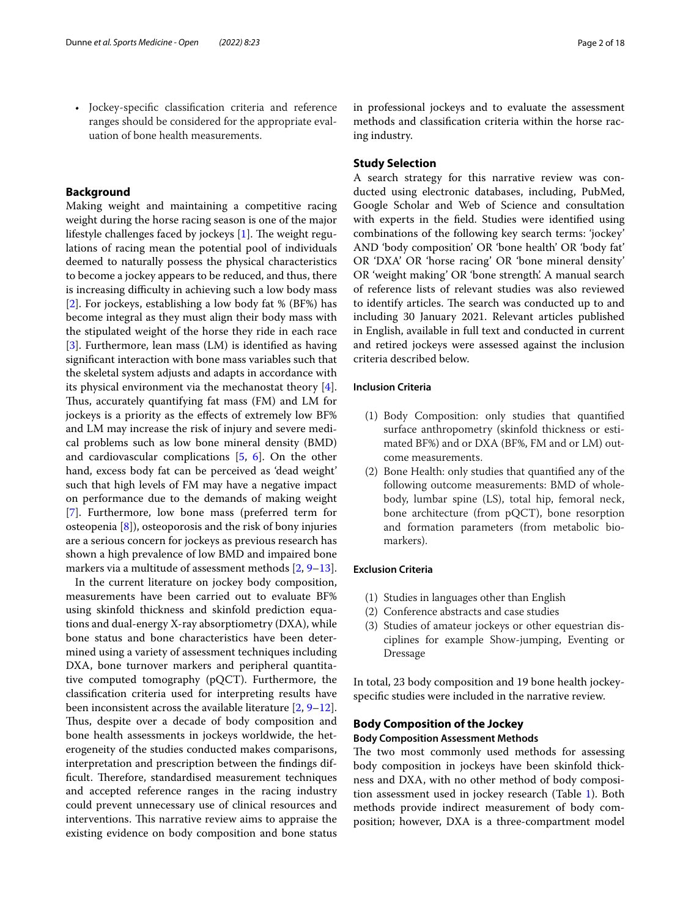- Jockey-specific classification criteria and reference ranges should be considered for the appropriate evaluation of bone health measurements.

## Background

Making weight and maintaining a competitive racing weight during the horse racing season is one of the major lifestyle challenges faced by jockeys [1]. The weight regulations of racing mean the potential pool of individuals deemed to naturally possess the physical characteristics to become a jockey appears to be reduced, and thus, there is increasing difficulty in achieving such a low body mass [2]. For jockeys, establishing a low body fat % (BF%) has become integral as they must align their body mass with the stipulated weight of the horse they ride in each race [3]. Furthermore, lean mass (LM) is identified as having significant interaction with bone mass variables such that the skeletal system adjusts and adapts in accordance with its physical environment via the mechanostat theory [4]. Thus, accurately quantifying fat mass (FM) and LM for jockeys is a priority as the effects of extremely low BF% and LM may increase the risk of injury and severe medical problems such as low bone mineral density (BMD) and cardiovascular complications [5, 6]. On the other hand, excess body fat can be perceived as 'dead weight' such that high levels of FM may have a negative impact on performance due to the demands of making weight [7]. Furthermore, low bone mass (preferred term for osteopenia [8]), osteoporosis and the risk of bony injuries are a serious concern for jockeys as previous research has shown a high prevalence of low BMD and impaired bone markers via a multitude of assessment methods [2, 9–13].

In the current literature on jockey body composition, measurements have been carried out to evaluate BF% using skinfold thickness and skinfold prediction equations and dual-energy X-ray absorptiometry (DXA), while bone status and bone characteristics have been determined using a variety of assessment techniques including DXA, bone turnover markers and peripheral quantitative computed tomography (pQCT). Furthermore, the classification criteria used for interpreting results have been inconsistent across the available literature [2, 9–12]. Thus, despite over a decade of body composition and bone health assessments in jockeys worldwide, the heterogeneity of the studies conducted makes comparisons, interpretation and prescription between the findings difficult. Therefore, standardised measurement techniques and accepted reference ranges in the racing industry could prevent unnecessary use of clinical resources and interventions. This narrative review aims to appraise the existing evidence on body composition and bone status in professional jockeys and to evaluate the assessment methods and classification criteria within the horse racing industry.

## Study Selection

A search strategy for this narrative review was conducted using electronic databases, including, PubMed, Google Scholar and Web of Science and consultation with experts in the field. Studies were identified using combinations of the following key search terms: 'jockey' AND 'body composition' OR 'bone health' OR 'body fat' OR 'DXA' OR 'horse racing' OR 'bone mineral density' OR 'weight making' OR 'bone strength'. A manual search of reference lists of relevant studies was also reviewed to identify articles. The search was conducted up to and including 30 January 2021. Relevant articles published in English, available in full text and conducted in current and retired jockeys were assessed against the inclusion criteria described below.

### Inclusion Criteria

(1) Body Composition: only studies that quantified surface anthropometry (skinfold thickness or estimated BF%) and or DXA (BF%, FM and or LM) outcome measurements.
(2) Bone Health: only studies that quantified any of the following outcome measurements: BMD of whole-body, lumbar spine (LS), total hip, femoral neck, bone architecture (from pQCT), bone resorption and formation parameters (from metabolic biomarkers).

### Exclusion Criteria

(1) Studies in languages other than English
(2) Conference abstracts and case studies
(3) Studies of amateur jockeys or other equestrian disciplines for example Show-jumping, Eventing or Dressage

In total, 23 body composition and 19 bone health jockey-specific studies were included in the narrative review.

## Body Composition of the Jockey

### Body Composition Assessment Methods

The two most commonly used methods for assessing body composition in jockeys have been skinfold thickness and DXA, with no other method of body composition assessment used in jockey research (Table 1). Both methods provide indirect measurement of body composition; however, DXA is a three-compartment model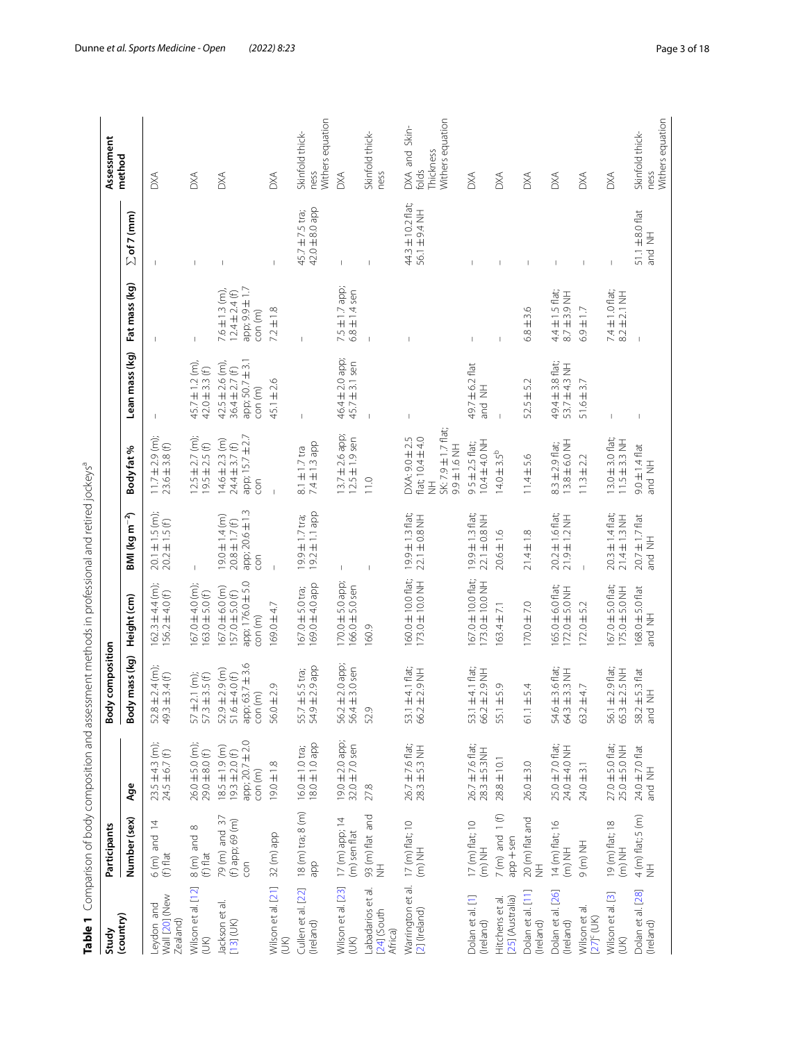**Table 1** Comparison of body composition and assessment methods in professional and retired jockeys[a]

| Study (country) | Participants | | Body composition | | | | | | | Assessment method |
|---|---|---|---|---|---|---|---|---|---|---|
| | Number (sex) | Age | Body mass (kg) | Height (cm) | BMI (kg m$^{-2}$) | Body fat % | Lean mass (kg) | Fat mass (kg) | ∑ of 7 (mm) | |
| Leydon and Wall [20] (New Zealand) | 6 (m) and 14 (f) flat | 23.5 ± 4.3 (m); 24.5 ± 6.7 (f) | 52.8 ± 2.4 (m); 49.3 ± 3.4 (f) | 162.3 ± 4.4 (m); 156.2 ± 4.0 (f) | 20.1 ± 1.5 (m); 20.2 ± 1.5 (f) | 11.7 ± 2.9 (m); 23.6 ± 3.8 (f) | – | – | – | DXA |
| Wilson et al. [12] (UK) | 8 (m) and 8 (f) flat | 26.0 ± 5.0 (m); 29.0 ± 8.0 (f) | 57 ± 2.1 (m); 57.3 ± 3.5 (f) | 167.0 ± 4.0 (m); 163.0 ± 5.0 (f) | – | 12.5 ± 2.7 (m); 19.5 ± 2.5 (f) | 45.7 ± 1.2 (m), 42.0 ± 3.3 (f) | – | – | DXA |
| Jackson et al. [13] (UK) | 79 (m) and 37 (f) app; 69 (m) con | 18.5 ± 1.9 (m) 19.3 ± 2.0 (f) app; 20.7 ± 2.0 con (m) | 52.9 ± 2.9 (m) 51.6 ± 4.0 (f) app; 63.7 ± 3.6 con (m) | 167.0 ± 6.0 (m) 157.0 ± 5.0 (f) app; 176.0 ± 5.0 con (m) | 19.0 ± 1.4 (m) 20.8 ± 1.7 (f) app; 20.6 ± 1.3 con | 14.6 ± 2.3 (m) 24.4 ± 3.7 (f) app; 15.7 ± 2.7 con | 42.5 ± 2.6 (m), 36.4 ± 2.7 (f) app; 50.7 ± 3.1 con (m) | 7.6 ± 1.3 (m), 12.4 ± 2.4 (f) app; 9.9 ± 1.7 con (m) | – | DXA |
| Wilson et al. [21] (UK) | 32 (m) app | 19.0 ± 1.8 | 56.0 ± 2.9 | 169.0 ± 4.7 | – | – | 45.1 ± 2.6 | 7.2 ± 1.8 | – | DXA |
| Cullen et al. [22] (Ireland) | 18 (m) tra; 8 (m) app | 16.0 ± 1.0 tra; 18.0 ± 1.0 app | 55.7 ± 5.5 tra; 54.9 ± 2.9 app | 167.0 ± 5.0 tra; 169.0 ± 4.0 app | 19.9 ± 1.7 tra; 19.2 ± 1.1 app | 8.1 ± 1.7 tra 7.4 ± 1.3 app | – | – | 45.7 ± 7.5 tra; 42.0 ± 8.0 app | Skinfold thickness Withers equation |
| Wilson et al. [23] (UK) | 17 (m) app; 14 (m) sen flat | 19.0 ± 2.0 app; 32.0 ± 7.0 sen | 56.2 ± 2.0 app; 56.4 ± 3.0 sen | 170.0 ± 5.0 app; 166.0 ± 5.0 sen | – | 13.7 ± 2.6 app; 12.5 ± 1.9 sen | 46.4 ± 2.0 app; 45.7 ± 3.1 sen | 7.5 ± 1.7 app; 6.8 ± 1.4 sen | – | DXA |
| Labadarios et al. [24] (South Africa) | 93 (m) flat and NH | 27.8 | 52.9 | 160.9 | – | 11.0 | – | – | – | Skinfold thickness |
| Warrington et al. [2] (Ireland) | 17 (m) flat; 10 (m) NH | 26.7 ± 7.6 flat; 28.3 ± 5.3 NH | 53.1 ± 4.1 flat; 66.2 ± 2.9 NH | 160.0 ± 10.0 flat; 173.0 ± 10.0 NH | 19.9 ± 1.3 flat; 22.1 ± 0.8 NH | DXA: 9.0 ± 2.5 flat; 10.4 ± 4.0 NH SK: 7.9 ± 1.7 flat; 9.9 ± 1.6 NH | – | – | 44.3 ± 10.2 flat; 56.1 ± 9.4 NH | DXA and Skinfolds Thickness Withers equation |
| Dolan et al. [1] (Ireland) | 17 (m) flat; 10 (m) NH | 26.7 ± 7.6 flat; 28.3 ± 5.3 NH | 53.1 ± 4.1 flat; 66.2 ± 2.9 NH | 167.0 ± 10.0 flat; 173.0 ± 10.0 NH | 19.9 ± 1.3 flat; 22.1 ± 0.8 NH | 9.5 ± 2.5 flat; 10.4 ± 4.0 NH | 49.7 ± 6.2 flat and NH | – | – | DXA |
| Hitchens et al. [25] (Australia) | 7 (m) and 1 (f) app + sen | 28.8 ± 10.1 | 55.1 ± 5.9 | 163.4 ± 7.1 | 20.6 ± 1.6 | 14.0 ± 3.5[b] | – | – | – | DXA |
| Dolan et al. [11] (Ireland) | 20 (m) flat and NH | 26.0 ± 3.0 | 61.1 ± 5.4 | 170.0 ± 7.0 | 21.4 ± 1.8 | 11.4 ± 5.6 | 52.5 ± 5.2 | 6.8 ± 3.6 | – | DXA |
| Dolan et al. [26] (Ireland) | 14 (m) flat; 16 (m) NH | 25.0 ± 7.0 flat; 24.0 ± 4.0 NH | 54.6 ± 3.6 flat; 64.3 ± 3.3 NH | 165.0 ± 6.0 flat; 172.0 ± 5.0 NH | 20.2 ± 1.6 flat; 21.9 ± 1.2 NH | 8.3 ± 2.9 flat; 13.8 ± 6.0 NH | 49.4 ± 3.8 flat; 53.7 ± 4.3 NH | 4.4 ± 1.5 flat; 8.7 ± 3.9 NH | – | DXA |
| Wilson et al. [27][c] (UK) | 9 (m) NH | 24.0 ± 3.1 | 63.2 ± 4.7 | 172.0 ± 5.2 | – | 11.3 ± 2.2 | 51.6 ± 3.7 | 6.9 ± 1.7 | – | DXA |
| Wilson et al. [3] (UK) | 19 (m) flat; 18 (m) NH | 27.0 ± 5.0 flat; 25.0 ± 5.0 NH | 56.1 ± 2.9 flat; 65.3 ± 2.5 NH | 167.0 ± 5.0 flat; 175.0 ± 5.0 NH | 20.3 ± 1.4 flat; 21.4 ± 1.3 NH | 13.0 ± 3.0 flat; 11.5 ± 3.3 NH | – | 7.4 ± 1.0 flat; 8.2 ± 2.1 NH | – | DXA |
| Dolan et al. [28] (Ireland) | 4 (m) flat; 5 (m) NH | 24.0 ± 7.0 flat and NH | 58.2 ± 5.3 flat and NH | 168.0 ± 5.0 flat and NH | 20.7 ± 1.7 flat and NH | 9.0 ± 1.4 flat and NH | – | – | 51.1 ± 8.0 flat and NH | Skinfold thickness Withers equation |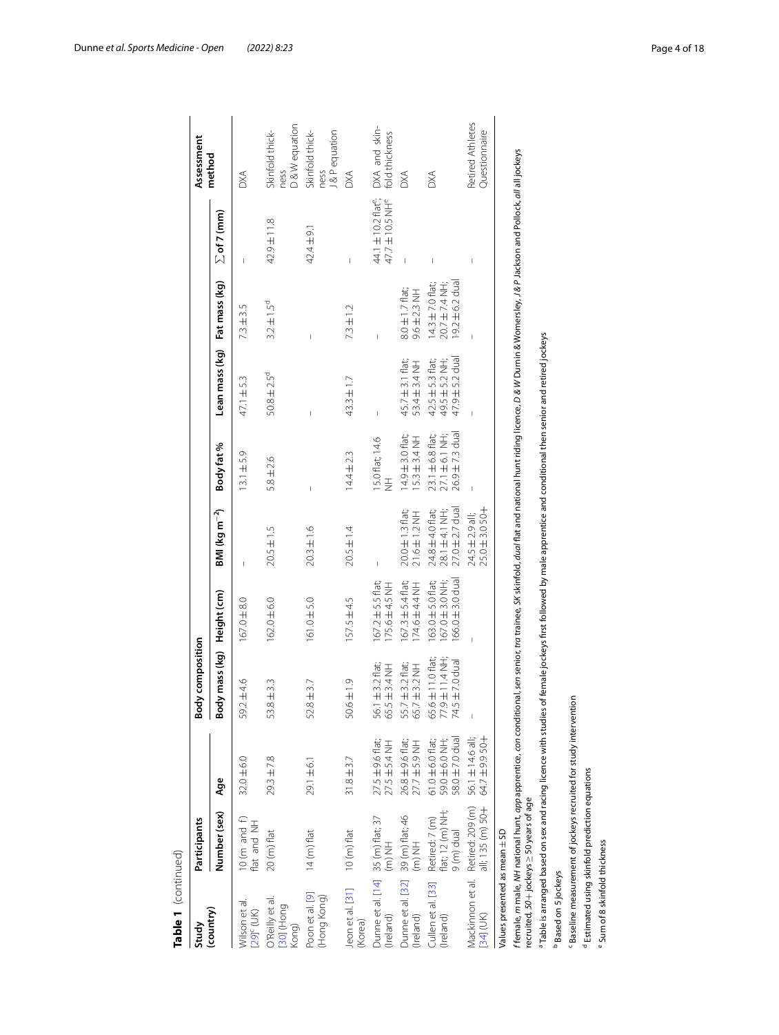**Table 1** (continued)

| Study (country) | Participants | | Body composition | | | | | | | Assessment method |
|---|---|---|---|---|---|---|---|---|---|---|
| | Number (sex) | Age | Body mass (kg) | Height (cm) | BMI (kg m$^{-2}$) | Body fat % | Lean mass (kg) | Fat mass (kg) | ∑ of 7 (mm) | |
| Wilson et al. [29][c] (UK) | 10 (m and f) flat and NH | 32.0 ± 6.0 | 59.2 ± 4.6 | 167.0 ± 8.0 | – | 13.1 ± 5.9 | 47.1 ± 5.3 | 7.3 ± 3.5 | – | DXA |
| O'Reilly et al. [30] (Hong Kong) | 20 (m) flat | 29.3 ± 7.8 | 53.8 ± 3.3 | 162.0 ± 6.0 | 20.5 ± 1.5 | 5.8 ± 2.6 | 50.8 ± 2.5[d] | 3.2 ± 1.5[d] | 42.9 ± 11.8 | Skinfold thickness D & W equation |
| Poon et al. [9] (Hong Kong) | 14 (m) flat | 29.1 ± 6.1 | 52.8 ± 3.7 | 161.0 ± 5.0 | 20.3 ± 1.6 | – | – | – | 42.4 ± 9.1 | Skinfold thickness J & P equation |
| Jeon et al. [31] (Korea) | 10 (m) flat | 31.8 ± 3.7 | 50.6 ± 1.9 | 157.5 ± 4.5 | 20.5 ± 1.4 | 14.4 ± 2.3 | 43.3 ± 1.7 | 7.3 ± 1.2 | – | DXA |
| Dunne et al. [14] (Ireland) | 35 (m) flat; 37 (m) NH | 27.5 ± 9.6 flat; 27.5 ± 5.4 NH | 56.1 ± 3.2 flat; 65.5 ± 3.4 NH | 167.2 ± 5.5 flat; 175.6 ± 4.5 NH | – | 15.0 flat; 14.6 NH | – | – | 44.1 ± 10.2 flat[e]; 47.7 ± 10.5 NH[e] | DXA and skinfold thickness |
| Dunne et al. [32] (Ireland) | 39 (m) flat; 46 (m) NH | 26.8 ± 9.6 flat; 27.7 ± 5.9 NH | 55.7 ± 3.2 flat; 65.7 ± 3.2 NH | 167.3 ± 5.4 flat; 174.6 ± 4.4 NH | 20.0 ± 1.3 flat; 21.6 ± 1.2 NH | 14.9 ± 3.0 flat; 15.3 ± 3.4 NH | 45.7 ± 3.1 flat; 53.4 ± 3.4 NH | 8.0 ± 1.7 flat; 9.6 ± 2.3 NH | – | DXA |
| Cullen et al. [33] (Ireland) | Retired: 7 (m) flat; 12 (m) NH; 9 (m) dual | 61.0 ± 6.0 flat; 59.0 ± 6.0 NH; 58.0 ± 7.0 dual | 65.6 ± 11.0 flat; 77.9 ± 11.4 NH; 74.5 ± 7.0 dual | 163.0 ± 5.0 flat; 167.0 ± 3.0 NH; 166.0 ± 3.0 dual | 24.8 ± 4.0 flat; 28.1 ± 4.1 NH; 27.0 ± 2.7 dual | 23.1 ± 6.8 flat; 27.1 ± 6.1 NH; 26.9 ± 7.3 dual | 42.5 ± 5.3 flat; 49.5 ± 5.2 NH; 47.9 ± 5.2 dual | 14.3 ± 7.0 flat; 20.7 ± 7.4 NH; 19.2 ± 6.2 dual | – | DXA |
| Mackinnon et al. [34] (UK) | Retired: 209 (m) all; 135 (m) 50+ | 56.1 ± 14.6 all; 64.7 ± 9.9 50+ | – | – | 24.5 ± 2.9 all; 25.0 ± 3.0 50+ | – | – | – | – | Retired Athletes Questionnaire |

Values presented as mean ± SD

*f* female, *m* male, *NH* national hunt, *app* apprentice, *con* conditional, *sen* senior, *tra* trainee, *SK* skinfold, *dual* flat and national hunt riding licence, *D & W* Durnin & Womersley, *J & P* Jackson and Pollock, *all* all jockeys recruited, *50+* jockeys ≥ 50 years of age

[a] Table is arranged based on sex and racing licence with studies of female jockeys first followed by male apprentice and conditional then senior and retired jockeys

[b] Based on 5 jockeys

[c] Baseline measurement of jockeys recruited for study intervention

[d] Estimated using skinfold prediction equations

[e] Sum of 8 skinfold thickness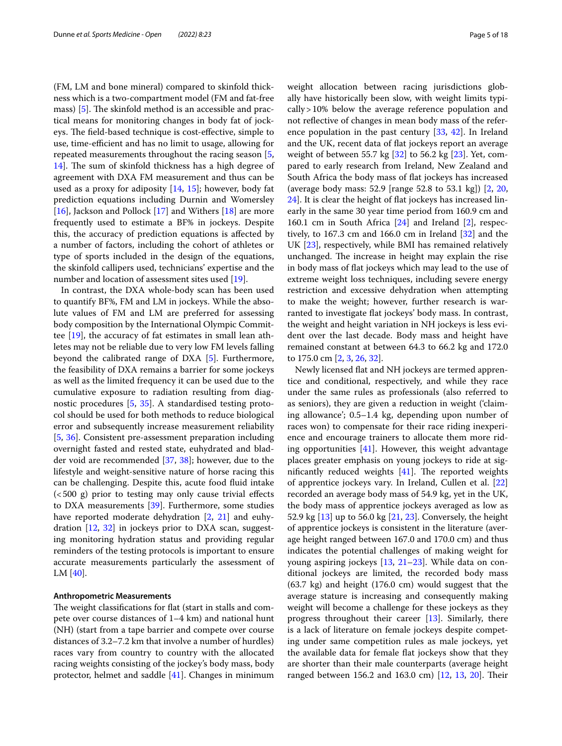(FM, LM and bone mineral) compared to skinfold thickness which is a two-compartment model (FM and fat-free mass) [5]. The skinfold method is an accessible and practical means for monitoring changes in body fat of jockeys. The field-based technique is cost-effective, simple to use, time-efficient and has no limit to usage, allowing for repeated measurements throughout the racing season [5, 14]. The sum of skinfold thickness has a high degree of agreement with DXA FM measurement and thus can be used as a proxy for adiposity [14, 15]; however, body fat prediction equations including Durnin and Womersley [16], Jackson and Pollock [17] and Withers [18] are more frequently used to estimate a BF% in jockeys. Despite this, the accuracy of prediction equations is affected by a number of factors, including the cohort of athletes or type of sports included in the design of the equations, the skinfold callipers used, technicians' expertise and the number and location of assessment sites used [19].

In contrast, the DXA whole-body scan has been used to quantify BF%, FM and LM in jockeys. While the absolute values of FM and LM are preferred for assessing body composition by the International Olympic Committee [19], the accuracy of fat estimates in small lean athletes may not be reliable due to very low FM levels falling beyond the calibrated range of DXA [5]. Furthermore, the feasibility of DXA remains a barrier for some jockeys as well as the limited frequency it can be used due to the cumulative exposure to radiation resulting from diagnostic procedures [5, 35]. A standardised testing protocol should be used for both methods to reduce biological error and subsequently increase measurement reliability [5, 36]. Consistent pre-assessment preparation including overnight fasted and rested state, euhydrated and bladder void are recommended [37, 38]; however, due to the lifestyle and weight-sensitive nature of horse racing this can be challenging. Despite this, acute food fluid intake (< 500 g) prior to testing may only cause trivial effects to DXA measurements [39]. Furthermore, some studies have reported moderate dehydration [2, 21] and euhydration [12, 32] in jockeys prior to DXA scan, suggesting monitoring hydration status and providing regular reminders of the testing protocols is important to ensure accurate measurements particularly the assessment of LM [40].

#### Anthropometric Measurements

The weight classifications for flat (start in stalls and compete over course distances of 1–4 km) and national hunt (NH) (start from a tape barrier and compete over course distances of 3.2–7.2 km that involve a number of hurdles) races vary from country to country with the allocated racing weights consisting of the jockey's body mass, body protector, helmet and saddle [41]. Changes in minimum weight allocation between racing jurisdictions globally have historically been slow, with weight limits typically > 10% below the average reference population and not reflective of changes in mean body mass of the reference population in the past century [33, 42]. In Ireland and the UK, recent data of flat jockeys report an average weight of between 55.7 kg [32] to 56.2 kg [23]. Yet, compared to early research from Ireland, New Zealand and South Africa the body mass of flat jockeys has increased (average body mass: 52.9 [range 52.8 to 53.1 kg]) [2, 20, 24]. It is clear the height of flat jockeys has increased linearly in the same 30 year time period from 160.9 cm and 160.1 cm in South Africa [24] and Ireland [2], respectively, to 167.3 cm and 166.0 cm in Ireland [32] and the UK [23], respectively, while BMI has remained relatively unchanged. The increase in height may explain the rise in body mass of flat jockeys which may lead to the use of extreme weight loss techniques, including severe energy restriction and excessive dehydration when attempting to make the weight; however, further research is warranted to investigate flat jockeys' body mass. In contrast, the weight and height variation in NH jockeys is less evident over the last decade. Body mass and height have remained constant at between 64.3 to 66.2 kg and 172.0 to 175.0 cm [2, 3, 26, 32].

Newly licensed flat and NH jockeys are termed apprentice and conditional, respectively, and while they race under the same rules as professionals (also referred to as seniors), they are given a reduction in weight ('claiming allowance'; 0.5–1.4 kg, depending upon number of races won) to compensate for their race riding inexperience and encourage trainers to allocate them more riding opportunities [41]. However, this weight advantage places greater emphasis on young jockeys to ride at significantly reduced weights [41]. The reported weights of apprentice jockeys vary. In Ireland, Cullen et al. [22] recorded an average body mass of 54.9 kg, yet in the UK, the body mass of apprentice jockeys averaged as low as 52.9 kg [13] up to 56.0 kg [21, 23]. Conversely, the height of apprentice jockeys is consistent in the literature (average height ranged between 167.0 and 170.0 cm) and thus indicates the potential challenges of making weight for young aspiring jockeys [13, 21–23]. While data on conditional jockeys are limited, the recorded body mass (63.7 kg) and height (176.0 cm) would suggest that the average stature is increasing and consequently making weight will become a challenge for these jockeys as they progress throughout their career [13]. Similarly, there is a lack of literature on female jockeys despite competing under same competition rules as male jockeys, yet the available data for female flat jockeys show that they are shorter than their male counterparts (average height ranged between 156.2 and 163.0 cm) [12, 13, 20]. Their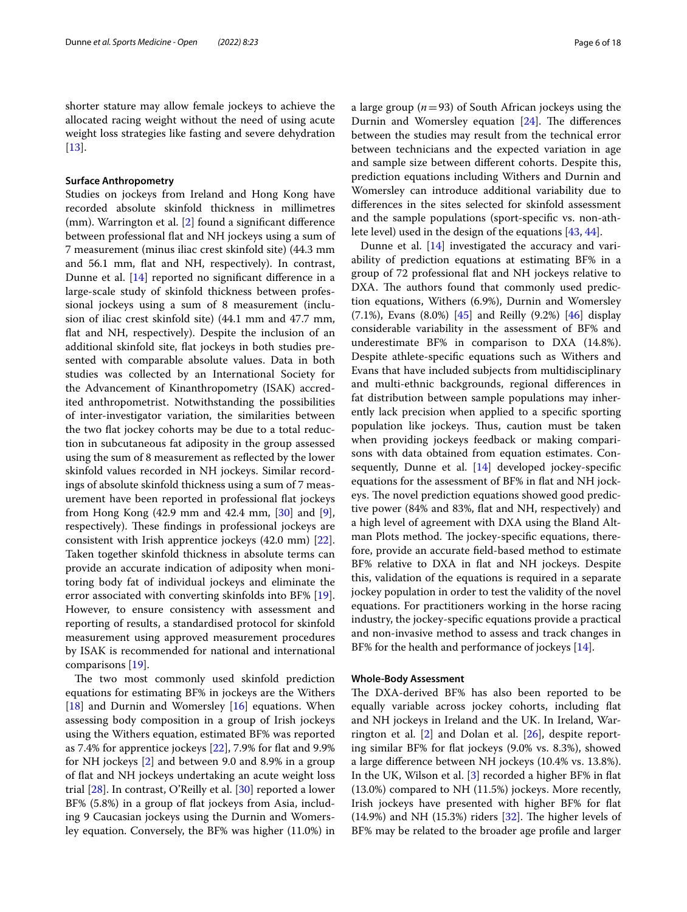shorter stature may allow female jockeys to achieve the allocated racing weight without the need of using acute weight loss strategies like fasting and severe dehydration [13].

#### Surface Anthropometry

Studies on jockeys from Ireland and Hong Kong have recorded absolute skinfold thickness in millimetres (mm). Warrington et al. [2] found a significant difference between professional flat and NH jockeys using a sum of 7 measurement (minus iliac crest skinfold site) (44.3 mm and 56.1 mm, flat and NH, respectively). In contrast, Dunne et al. [14] reported no significant difference in a large-scale study of skinfold thickness between professional jockeys using a sum of 8 measurement (inclusion of iliac crest skinfold site) (44.1 mm and 47.7 mm, flat and NH, respectively). Despite the inclusion of an additional skinfold site, flat jockeys in both studies presented with comparable absolute values. Data in both studies was collected by an International Society for the Advancement of Kinanthropometry (ISAK) accredited anthropometrist. Notwithstanding the possibilities of inter-investigator variation, the similarities between the two flat jockey cohorts may be due to a total reduction in subcutaneous fat adiposity in the group assessed using the sum of 8 measurement as reflected by the lower skinfold values recorded in NH jockeys. Similar recordings of absolute skinfold thickness using a sum of 7 measurement have been reported in professional flat jockeys from Hong Kong (42.9 mm and 42.4 mm, [30] and [9], respectively). These findings in professional jockeys are consistent with Irish apprentice jockeys (42.0 mm) [22]. Taken together skinfold thickness in absolute terms can provide an accurate indication of adiposity when monitoring body fat of individual jockeys and eliminate the error associated with converting skinfolds into BF% [19]. However, to ensure consistency with assessment and reporting of results, a standardised protocol for skinfold measurement using approved measurement procedures by ISAK is recommended for national and international comparisons [19].

The two most commonly used skinfold prediction equations for estimating BF% in jockeys are the Withers [18] and Durnin and Womersley [16] equations. When assessing body composition in a group of Irish jockeys using the Withers equation, estimated BF% was reported as 7.4% for apprentice jockeys [22], 7.9% for flat and 9.9% for NH jockeys [2] and between 9.0 and 8.9% in a group of flat and NH jockeys undertaking an acute weight loss trial [28]. In contrast, O'Reilly et al. [30] reported a lower BF% (5.8%) in a group of flat jockeys from Asia, including 9 Caucasian jockeys using the Durnin and Womersley equation. Conversely, the BF% was higher (11.0%) in a large group ($n = 93$) of South African jockeys using the Durnin and Womersley equation [24]. The differences between the studies may result from the technical error between technicians and the expected variation in age and sample size between different cohorts. Despite this, prediction equations including Withers and Durnin and Womersley can introduce additional variability due to differences in the sites selected for skinfold assessment and the sample populations (sport-specific vs. non-athlete level) used in the design of the equations [43, 44].

Dunne et al. [14] investigated the accuracy and variability of prediction equations at estimating BF% in a group of 72 professional flat and NH jockeys relative to DXA. The authors found that commonly used prediction equations, Withers (6.9%), Durnin and Womersley (7.1%), Evans (8.0%) [45] and Reilly (9.2%) [46] display considerable variability in the assessment of BF% and underestimate BF% in comparison to DXA (14.8%). Despite athlete-specific equations such as Withers and Evans that have included subjects from multidisciplinary and multi-ethnic backgrounds, regional differences in fat distribution between sample populations may inherently lack precision when applied to a specific sporting population like jockeys. Thus, caution must be taken when providing jockeys feedback or making comparisons with data obtained from equation estimates. Consequently, Dunne et al. [14] developed jockey-specific equations for the assessment of BF% in flat and NH jockeys. The novel prediction equations showed good predictive power (84% and 83%, flat and NH, respectively) and a high level of agreement with DXA using the Bland Altman Plots method. The jockey-specific equations, therefore, provide an accurate field-based method to estimate BF% relative to DXA in flat and NH jockeys. Despite this, validation of the equations is required in a separate jockey population in order to test the validity of the novel equations. For practitioners working in the horse racing industry, the jockey-specific equations provide a practical and non-invasive method to assess and track changes in BF% for the health and performance of jockeys [14].

#### Whole-Body Assessment

The DXA-derived BF% has also been reported to be equally variable across jockey cohorts, including flat and NH jockeys in Ireland and the UK. In Ireland, Warrington et al. [2] and Dolan et al. [26], despite reporting similar BF% for flat jockeys (9.0% vs. 8.3%), showed a large difference between NH jockeys (10.4% vs. 13.8%). In the UK, Wilson et al. [3] recorded a higher BF% in flat (13.0%) compared to NH (11.5%) jockeys. More recently, Irish jockeys have presented with higher BF% for flat (14.9%) and NH (15.3%) riders [32]. The higher levels of BF% may be related to the broader age profile and larger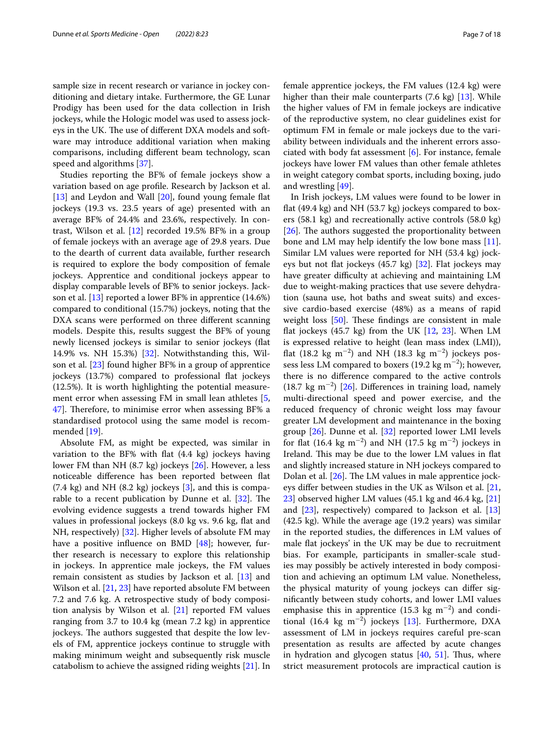sample size in recent research or variance in jockey conditioning and dietary intake. Furthermore, the GE Lunar Prodigy has been used for the data collection in Irish jockeys, while the Hologic model was used to assess jockeys in the UK. The use of different DXA models and software may introduce additional variation when making comparisons, including different beam technology, scan speed and algorithms [37].

Studies reporting the BF% of female jockeys show a variation based on age profile. Research by Jackson et al. [13] and Leydon and Wall [20], found young female flat jockeys (19.3 vs. 23.5 years of age) presented with an average BF% of 24.4% and 23.6%, respectively. In contrast, Wilson et al. [12] recorded 19.5% BF% in a group of female jockeys with an average age of 29.8 years. Due to the dearth of current data available, further research is required to explore the body composition of female jockeys. Apprentice and conditional jockeys appear to display comparable levels of BF% to senior jockeys. Jackson et al. [13] reported a lower BF% in apprentice (14.6%) compared to conditional (15.7%) jockeys, noting that the DXA scans were performed on three different scanning models. Despite this, results suggest the BF% of young newly licensed jockeys is similar to senior jockeys (flat 14.9% vs. NH 15.3%) [32]. Notwithstanding this, Wilson et al. [23] found higher BF% in a group of apprentice jockeys (13.7%) compared to professional flat jockeys (12.5%). It is worth highlighting the potential measurement error when assessing FM in small lean athletes [5, 47]. Therefore, to minimise error when assessing BF% a standardised protocol using the same model is recommended [19].

Absolute FM, as might be expected, was similar in variation to the BF% with flat (4.4 kg) jockeys having lower FM than NH (8.7 kg) jockeys [26]. However, a less noticeable difference has been reported between flat (7.4 kg) and NH (8.2 kg) jockeys [3], and this is comparable to a recent publication by Dunne et al. [32]. The evolving evidence suggests a trend towards higher FM values in professional jockeys (8.0 kg vs. 9.6 kg, flat and NH, respectively) [32]. Higher levels of absolute FM may have a positive influence on BMD [48]; however, further research is necessary to explore this relationship in jockeys. In apprentice male jockeys, the FM values remain consistent as studies by Jackson et al. [13] and Wilson et al. [21, 23] have reported absolute FM between 7.2 and 7.6 kg. A retrospective study of body composition analysis by Wilson et al. [21] reported FM values ranging from 3.7 to 10.4 kg (mean 7.2 kg) in apprentice jockeys. The authors suggested that despite the low levels of FM, apprentice jockeys continue to struggle with making minimum weight and subsequently risk muscle catabolism to achieve the assigned riding weights [21]. In female apprentice jockeys, the FM values (12.4 kg) were higher than their male counterparts (7.6 kg) [13]. While the higher values of FM in female jockeys are indicative of the reproductive system, no clear guidelines exist for optimum FM in female or male jockeys due to the variability between individuals and the inherent errors associated with body fat assessment [6]. For instance, female jockeys have lower FM values than other female athletes in weight category combat sports, including boxing, judo and wrestling [49].

In Irish jockeys, LM values were found to be lower in flat (49.4 kg) and NH (53.7 kg) jockeys compared to boxers (58.1 kg) and recreationally active controls (58.0 kg) [26]. The authors suggested the proportionality between bone and LM may help identify the low bone mass [11]. Similar LM values were reported for NH (53.4 kg) jockeys but not flat jockeys (45.7 kg) [32]. Flat jockeys may have greater difficulty at achieving and maintaining LM due to weight-making practices that use severe dehydration (sauna use, hot baths and sweat suits) and excessive cardio-based exercise (48%) as a means of rapid weight loss [50]. These findings are consistent in male flat jockeys (45.7 kg) from the UK [12, 23]. When LM is expressed relative to height (lean mass index (LMI)), flat (18.2 kg $m^{-2}$) and NH (18.3 kg $m^{-2}$) jockeys possess less LM compared to boxers (19.2 kg $m^{-2}$); however, there is no difference compared to the active controls (18.7 kg $m^{-2}$) [26]. Differences in training load, namely multi-directional speed and power exercise, and the reduced frequency of chronic weight loss may favour greater LM development and maintenance in the boxing group [26]. Dunne et al. [32] reported lower LMI levels for flat (16.4 kg $m^{-2}$) and NH (17.5 kg $m^{-2}$) jockeys in Ireland. This may be due to the lower LM values in flat and slightly increased stature in NH jockeys compared to Dolan et al. [26]. The LM values in male apprentice jockeys differ between studies in the UK as Wilson et al. [21, 23] observed higher LM values (45.1 kg and 46.4 kg, [21] and [23], respectively) compared to Jackson et al. [13] (42.5 kg). While the average age (19.2 years) was similar in the reported studies, the differences in LM values of male flat jockeys' in the UK may be due to recruitment bias. For example, participants in smaller-scale studies may possibly be actively interested in body composition and achieving an optimum LM value. Nonetheless, the physical maturity of young jockeys can differ significantly between study cohorts, and lower LMI values emphasise this in apprentice (15.3 kg $m^{-2}$) and conditional (16.4 kg $m^{-2}$) jockeys [13]. Furthermore, DXA assessment of LM in jockeys requires careful pre-scan presentation as results are affected by acute changes in hydration and glycogen status [40, 51]. Thus, where strict measurement protocols are impractical caution is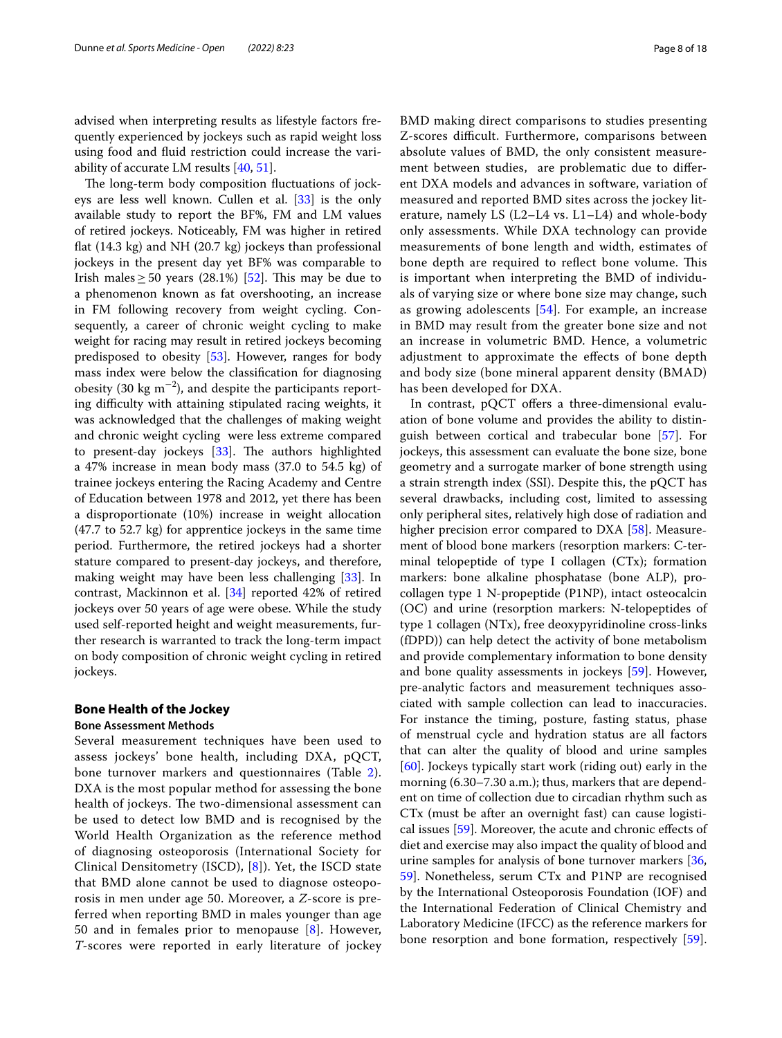advised when interpreting results as lifestyle factors frequently experienced by jockeys such as rapid weight loss using food and fluid restriction could increase the variability of accurate LM results [40, 51].

The long-term body composition fluctuations of jockeys are less well known. Cullen et al. [33] is the only available study to report the BF%, FM and LM values of retired jockeys. Noticeably, FM was higher in retired flat (14.3 kg) and NH (20.7 kg) jockeys than professional jockeys in the present day yet BF% was comparable to Irish males ≥ 50 years (28.1%) [52]. This may be due to a phenomenon known as fat overshooting, an increase in FM following recovery from weight cycling. Consequently, a career of chronic weight cycling to make weight for racing may result in retired jockeys becoming predisposed to obesity [53]. However, ranges for body mass index were below the classification for diagnosing obesity (30 kg $m^{-2}$), and despite the participants reporting difficulty with attaining stipulated racing weights, it was acknowledged that the challenges of making weight and chronic weight cycling were less extreme compared to present-day jockeys [33]. The authors highlighted a 47% increase in mean body mass (37.0 to 54.5 kg) of trainee jockeys entering the Racing Academy and Centre of Education between 1978 and 2012, yet there has been a disproportionate (10%) increase in weight allocation (47.7 to 52.7 kg) for apprentice jockeys in the same time period. Furthermore, the retired jockeys had a shorter stature compared to present-day jockeys, and therefore, making weight may have been less challenging [33]. In contrast, Mackinnon et al. [34] reported 42% of retired jockeys over 50 years of age were obese. While the study used self-reported height and weight measurements, further research is warranted to track the long-term impact on body composition of chronic weight cycling in retired jockeys.

## Bone Health of the Jockey

### Bone Assessment Methods

Several measurement techniques have been used to assess jockeys' bone health, including DXA, pQCT, bone turnover markers and questionnaires (Table 2). DXA is the most popular method for assessing the bone health of jockeys. The two-dimensional assessment can be used to detect low BMD and is recognised by the World Health Organization as the reference method of diagnosing osteoporosis (International Society for Clinical Densitometry (ISCD), [8]). Yet, the ISCD state that BMD alone cannot be used to diagnose osteoporosis in men under age 50. Moreover, a *Z*-score is preferred when reporting BMD in males younger than age 50 and in females prior to menopause [8]. However, *T*-scores were reported in early literature of jockey BMD making direct comparisons to studies presenting Z-scores difficult. Furthermore, comparisons between absolute values of BMD, the only consistent measurement between studies, are problematic due to different DXA models and advances in software, variation of measured and reported BMD sites across the jockey literature, namely LS (L2–L4 vs. L1–L4) and whole-body only assessments. While DXA technology can provide measurements of bone length and width, estimates of bone depth are required to reflect bone volume. This is important when interpreting the BMD of individuals of varying size or where bone size may change, such as growing adolescents [54]. For example, an increase in BMD may result from the greater bone size and not an increase in volumetric BMD. Hence, a volumetric adjustment to approximate the effects of bone depth and body size (bone mineral apparent density (BMAD) has been developed for DXA.

In contrast, pQCT offers a three-dimensional evaluation of bone volume and provides the ability to distinguish between cortical and trabecular bone [57]. For jockeys, this assessment can evaluate the bone size, bone geometry and a surrogate marker of bone strength using a strain strength index (SSI). Despite this, the pQCT has several drawbacks, including cost, limited to assessing only peripheral sites, relatively high dose of radiation and higher precision error compared to DXA [58]. Measurement of blood bone markers (resorption markers: C-terminal telopeptide of type I collagen (CTx); formation markers: bone alkaline phosphatase (bone ALP), procollagen type 1 N-propeptide (P1NP), intact osteocalcin (OC) and urine (resorption markers: N-telopeptides of type 1 collagen (NTx), free deoxypyridinoline cross-links (fDPD)) can help detect the activity of bone metabolism and provide complementary information to bone density and bone quality assessments in jockeys [59]. However, pre-analytic factors and measurement techniques associated with sample collection can lead to inaccuracies. For instance the timing, posture, fasting status, phase of menstrual cycle and hydration status are all factors that can alter the quality of blood and urine samples [60]. Jockeys typically start work (riding out) early in the morning (6.30–7.30 a.m.); thus, markers that are dependent on time of collection due to circadian rhythm such as CTx (must be after an overnight fast) can cause logistical issues [59]. Moreover, the acute and chronic effects of diet and exercise may also impact the quality of blood and urine samples for analysis of bone turnover markers [36, 59]. Nonetheless, serum CTx and P1NP are recognised by the International Osteoporosis Foundation (IOF) and the International Federation of Clinical Chemistry and Laboratory Medicine (IFCC) as the reference markers for bone resorption and bone formation, respectively [59].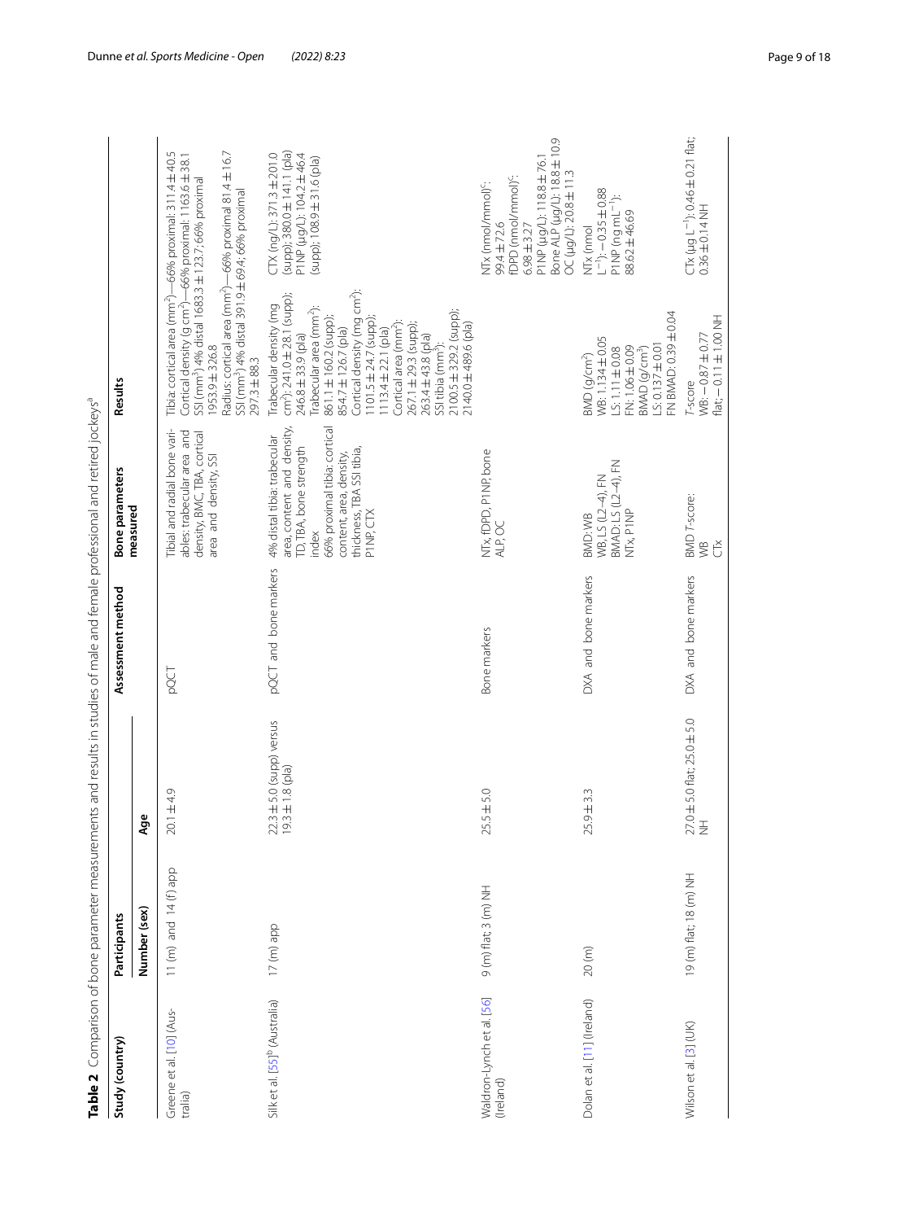**Table 2** Comparison of bone parameter measurements and results in studies of male and female professional and retired jockeys[a]

| Study (country) | Participants | | Assessment method | Bone parameters measured | Results |
|---|---|---|---|---|---|
| | Number (sex) | Age | | | |
| Greene et al. [10] (Australia) | 11 (m) and 14 (f) app | 20.1 ± 4.9 | pQCT | Tibial and radial bone variables: trabecular area and density, BMC, TBA, cortical area and density, SSI | Tibia: cortical area ($mm^2$)—66% proximal: 311.4 ± 40.5<br>Cortical density (g $cm^3$)—66% proximal: 1163.6 ± 38.1<br>SSI ($mm^3$) 4% distal 1683.3 ± 123.7; 66% proximal 1953.9 ± 326.8<br>Radius: cortical area ($mm^2$)—66% proximal 81.4 ± 16.7<br>SSI ($mm^3$) 4% distal 391.9 ± 69.4; 66% proximal 297.3 ± 88.3 |
| Silk et al. [55][b] (Australia) | 17 (m) app | 22.3 ± 5.0 (supp) versus 19.3 ± 1.8 (pla) | pQCT and bone markers | 4% distal tibia: trabecular area, content and density, TD, TBA, bone strength index<br>66% proximal tibia: cortical content, area, density, thickness, TBA SSI tibia, P1NP, CTX | Trabecular density (mg $cm^3$): 241.0 ± 28.1 (supp); 246.8 ± 33.9 (pla)<br>Trabecular area ($mm^2$): 861.1 ± 160.2 (supp); 854.7 ± 126.7 (pla)<br>Cortical density (mg $cm^3$): 1101.5 ± 24.7 (supp); 1113.4 ± 22.1 (pla)<br>Cortical area ($mm^2$): 267.1 ± 29.3 (supp); 263.4 ± 43.8 (pla)<br>SSI tibia ($mm^3$): 2100.5 ± 329.2 (supp); 2140.0 ± 489.6 (pla)<br>CTX (ng/L): 371.3 ± 201.0 (supp); 380.0 ± 141.1 (pla)<br>P1NP (µg/L): 104.2 ± 46.4 (supp); 108.9 ± 31.6 (pla) |
| Waldron-Lynch et al. [56] (Ireland) | 9 (m) flat; 3 (m) NH | 25.5 ± 5.0 | Bone markers | NTx, fDPD, P1NP, bone ALP, OC | NTx (nmol/mmol)[c]: 99.4 ± 72.6<br>fDPD (nmol/mmol)[c]: 6.98 ± 3.27<br>P1NP (µg/L): 118.8 ± 76.1<br>Bone ALP (µg/L): 18.8 ± 10.9<br>OC (µg/L): 20.8 ± 11.3 |
| Dolan et al. [11] (Ireland) | 20 (m) | 25.9 ± 3.3 | DXA and bone markers | BMD: WB<br>WB, LS (L2–4), FN<br>BMAD: LS (L2–4), FN<br>NTx, P1NP | BMD (g/$cm^2$)<br>WB: 1.134 ± 0.05<br>LS: 1.11 ± 0.08<br>FN: 1.06 ± 0.09<br>BMAD (g/$cm^3$)<br>LS: 0.137 ± 0.01<br>FN BMAD: 0.39 ± 0.04<br>NTx (nmol $L^{-1}$): −0.35 ± 0.88<br>P1NP (ng $mL^{-1}$): 88.62 ± 46.69 |
| Wilson et al. [3] (UK) | 19 (m) flat; 18 (m) NH | 27.0 ± 5.0 flat; 25.0 ± 5.0 NH | DXA and bone markers | BMD *T*-score:<br>WB<br>CTx | *T*-score<br>WB: −0.87 ± 0.77 flat; −0.11 ± 1.00 NH<br>CTx (µg $L^{-1}$): 0.46 ± 0.21 flat; 0.36 ± 0.14 NH |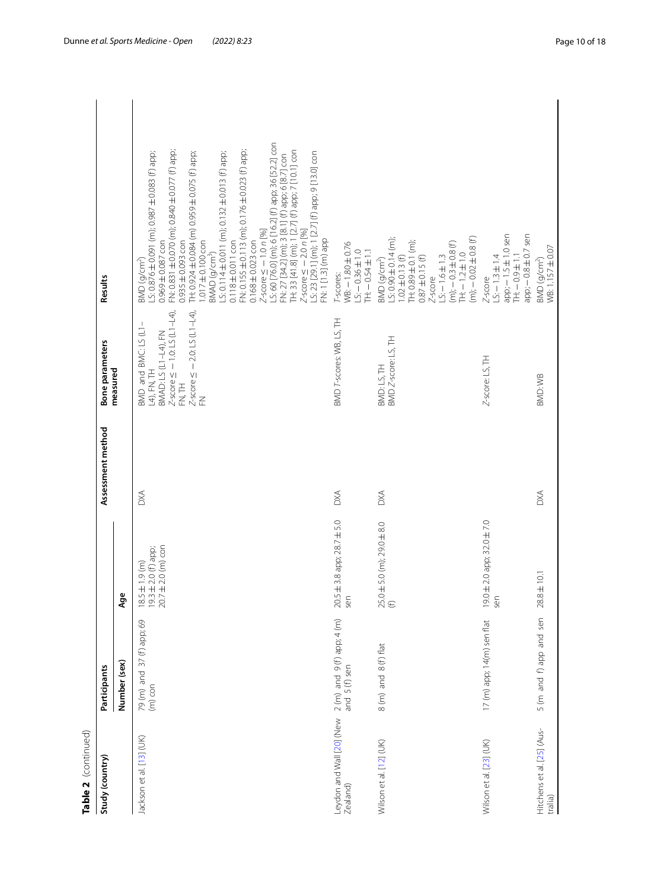**Table 2** (continued)

| Study (country) | Participants | | Assessment method | Bone parameters measured | Results |
|---|---|---|---|---|---|
| | Number (sex) | Age | | | |
| Jackson et al. [13] (UK) | 79 (m) and 37 (f) app; 69 (m) con | 18.5 ± 1.9 (m) 19.3 ± 2.0 (f) app; 20.7 ± 2.0 (m) con | DXA | BMD and BMC: LS (L1–L4), FN, TH<br>BMAD: LS (L1–L4), FN<br>Z-score ≤ − 1.0: LS (L1–L4), FN, TH<br>Z-score ≤ − 2.0: LS (L1–L4), FN | BMD (g/cm$^2$)<br>LS: 0.876 ± 0.091 (m); 0.987 ± 0.083 (f) app; 0.969 ± 0.087 con<br>FN: 0.831 ± 0.070 (m); 0.840 ± 0.077 (f) app; 0.935 ± 0.093 con<br>TH: 0.924 ± 0.084 (m) 0.959 ± 0.075 (f) app; 1.017 ± 0.100 con<br>BMAD (g/cm$^3$)<br>LS: 0.114 ± 0.011 (m); 0.132 ± 0.013 (f) app; 0.118 ± 0.011 con<br>FN: 0.155 ± 0.113 (m); 0.176 ± 0.023 (f) app; 0.168 ± 0.023 con<br>Z-score ≤ − 1.0 n [%]<br>LS: 60 [76.0] (m); 6 [16.2] (f) app; 36 [52.2] con<br>FN: 27 [34.2] (m); 3 [8.1] (f) app; 6 [8.7] con<br>TH: 33 [41.8] (m); 1 [2.7] (f) app; 7 [10.1] con<br>Z-score ≤ − 2.0 n [%]<br>LS: 23 [29.1] (m); 1 [2.7] (f) app; 9 [13.0] con<br>FN: 1 [1.3] (m) app |
| Leydon and Wall [20] (New Zealand) | 2 (m) and 9 (f) app; 4 (m) and 5 (f) sen | 20.5 ± 3.8 app; 28.7 ± 5.0 sen | DXA | BMD T-scores: WB, LS, TH | T-scores:<br>WB: − 1.80 ± 0.76<br>LS: − 0.36 ± 1.0<br>TH: − 0.54 ± 1.1 |
| Wilson et al. [12] (UK) | 8 (m) and 8 (f) flat | 25.0 ± 5.0 (m); 29.0 ± 8.0 (f) | DXA | BMD: LS, TH<br>BMD Z-score: LS, TH | BMD (g/cm$^2$)<br>LS: 0.90 ± 0.14 (m); 1.02 ± 0.13 (f)<br>TH: 0.89 ± 0.1 (m); 0.87 ± 0.15 (f)<br>Z-score<br>LS: − 1.6 ± 1.3 (m); − 0.3 ± 0.8 (f)<br>TH: − 1.2 ± 1.0 (m); − 0.02 ± 0.8 (f) |
| Wilson et al. [23] (UK) | 17 (m) app; 14(m) sen flat | 19.0 ± 2.0 app; 32.0 ± 7.0 sen | | Z-score: LS, TH | Z-score<br>LS: − 1.3 ± 1.4 app; − 1.5 ± 1.0 sen<br>TH: − 0.9 ± 1.1 app; − 0.8 ± 0.7 sen |
| Hitchens et al. [25] (Australia) | 5 (m and f) app and sen | 28.8 ± 10.1 | DXA | BMD: WB | BMD (g/cm$^2$)<br>WB: 1.157 ± 0.07 |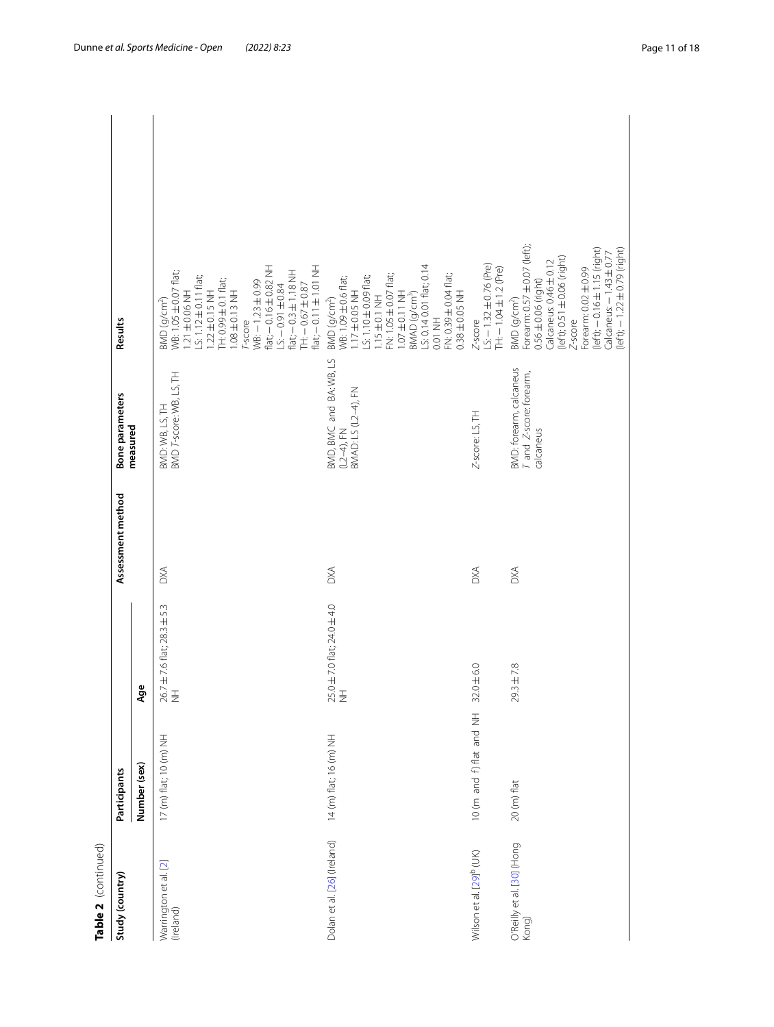**Table 2** (continued)

| Study (country) | Participants | | Assessment method | Bone parameters measured | Results |
|---|---|---|---|---|---|
| | Number (sex) | Age | | | |
| Warrington et al. [2] (Ireland) | 17 (m) flat; 10 (m) NH | 26.7 ± 7.6 flat; 28.3 ± 5.3 NH | DXA | BMD: WB, LS, TH<br>BMD *T*-score: WB, LS, TH | BMD (g/cm$^2$)<br>WB: 1.05 ± 0.07 flat; 1.21 ± 0.06 NH<br>LS: 1.12 ± 0.11 flat; 1.22 ± 0.15 NH<br>TH: 0.99 ± 0.1 flat; 1.08 ± 0.13 NH<br>*T*-score<br>WB: − 1.23 ± 0.99 flat; − 0.16 ± 0.82 NH<br>LS: − 0.91 ± 0.84 flat; − 0.3 ± 1.18 NH<br>TH: − 0.67 ± 0.87 flat; − 0.11 ± 1.01 NH |
| Dolan et al. [26] (Ireland) | 14 (m) flat; 16 (m) NH | 25.0 ± 7.0 flat; 24.0 ± 4.0 NH | DXA | BMD, BMC and BA: WB, LS (L2–4), FN<br>BMAD: LS (L2–4), FN | BMD (g/cm$^2$)<br>WB: 1.09 ± 0.6 flat; 1.17 ± 0.05 NH<br>LS: 1.10 ± 0.09 flat; 1.15 ± 0.1 NH<br>FN: 1.05 ± 0.07 flat; 1.07 ± 0.11 NH<br>BMAD (g/cm$^3$)<br>LS: 0.14 0.01 flat; 0.14 0.01 NH<br>FN: 0.39 ± 0.04 flat; 0.38 ± 0.05 NH |
| Wilson et al. [29][b] (UK) | 10 (m and f) flat and NH | 32.0 ± 6.0 | DXA | *Z*-score: LS, TH | *Z*-score<br>LS: − 1.32 ± 0.76 (Pre)<br>TH: − 1.04 ± 1.2 (Pre) |
| O'Reilly et al. [30] (Hong Kong) | 20 (m) flat | 29.3 ± 7.8 | DXA | BMD: forearm, calcaneus<br>*T* and *Z*-score: forearm, calcaneus | BMD (g/cm$^2$)<br>Forearm: 0.57 ± 0.07 (left); 0.56 ± 0.06 (right)<br>Calcaneus: 0.46 ± 0.12 (left); 0.51 ± 0.06 (right)<br>*Z*-score<br>Forearm: 0.02 ± 0.99 (left); − 0.16 ± 1.15 (right)<br>Calcaneus: − 1.43 ± 0.77 (left); − 1.22 ± 0.79 (right) |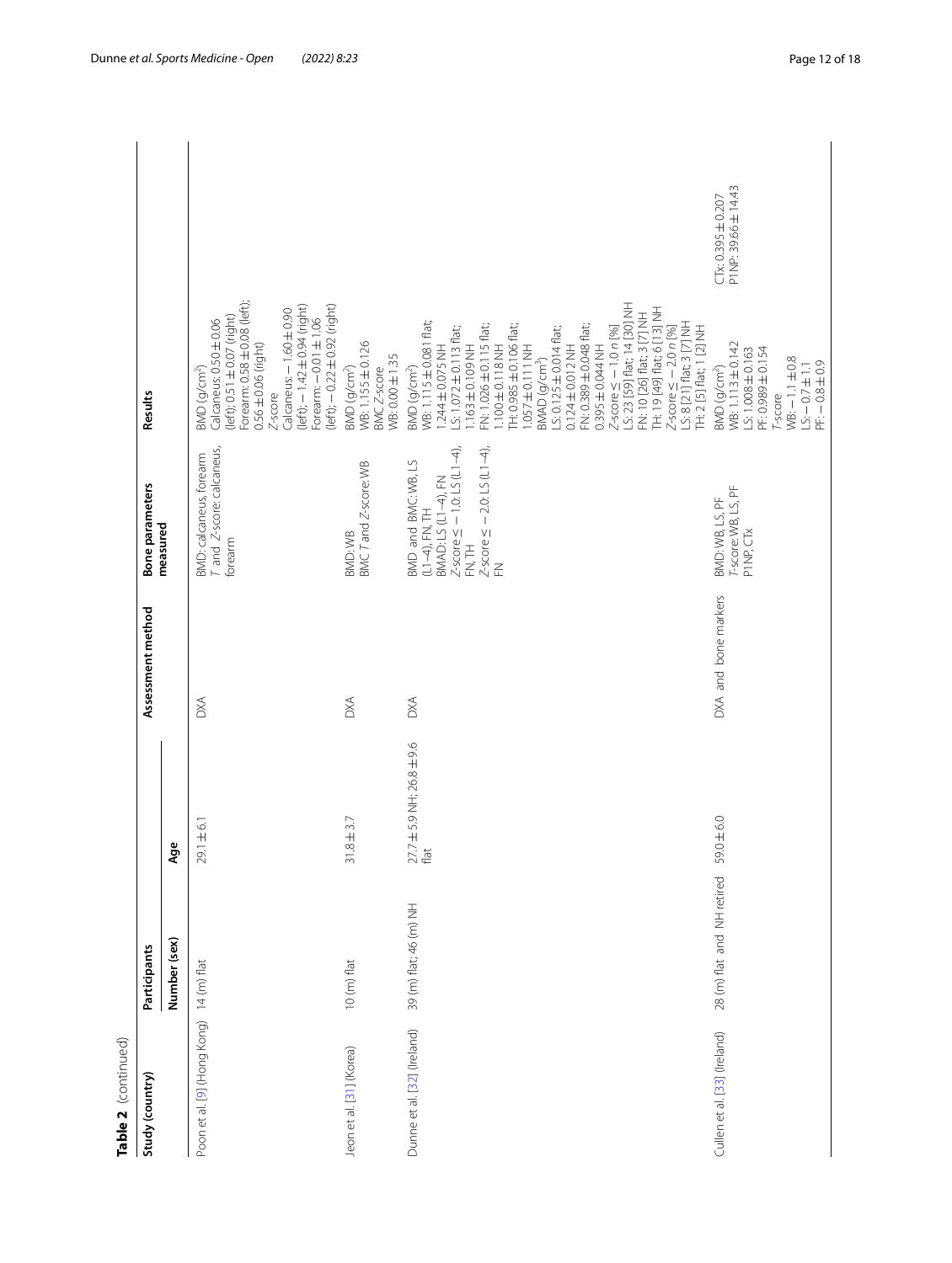**Table 2** (continued)

| Study (country) | Participants | | Assessment method | Bone parameters measured | Results | |
|---|---|---|---|---|---|---|
| | Number (sex) | Age | | | | |
| Poon et al. [9] (Hong Kong) | 14 (m) flat | 29.1 ± 6.1 | DXA | BMD: calcaneus, forearm<br>*T* and *Z*-score: calcaneus, forearm | BMD (g/cm$^2$)<br>Calcaneus: 0.50 ± 0.06 (left); 0.51 ± 0.07 (right)<br>Forearm: 0.58 ± 0.08 (left); 0.56 ± 0.06 (right)<br>*Z*-score<br>Calcaneus: − 1.60 ± 0.90 (left); − 1.42 ± 0.94 (right)<br>Forearm: − 0.01 ± 1.06 (left); − 0.22 ± 0.92 (right) | |
| Jeon et al. [31] (Korea) | 10 (m) flat | 31.8 ± 3.7 | DXA | BMD: WB<br>BMC *T* and *Z*-score: WB | BMD (g/cm$^2$)<br>WB: 1.155 ± 0.126<br>BMC *Z*-score<br>WB: 0.00 ± 1.35 | |
| Dunne et al. [32] (Ireland) | 39 (m) flat; 46 (m) NH | 27.7 ± 5.9 NH; 26.8 ± 9.6 flat | DXA | BMD and BMC: WB, LS (L1–4), FN, TH<br>BMAD: LS (L1–4), FN<br>*Z*-score ≤ − 1.0: LS (L1–4), FN, TH<br>*Z*-score ≤ − 2.0: LS (L1–4), FN | BMD (g/cm$^2$)<br>WB: 1.115 ± 0.081 flat; 1.244 ± 0.075 NH<br>LS: 1.072 ± 0.113 flat; 1.163 ± 0.109 NH<br>FN: 1.026 ± 0.115 flat; 1.100 ± 0.118 NH<br>TH: 0.985 ± 0.106 flat; 1.057 ± 0.111 NH<br>BMAD (g/cm$^3$)<br>LS: 0.125 ± 0.014 flat; 0.124 ± 0.012 NH<br>FN: 0.389 ± 0.048 flat; 0.395 ± 0.044 NH<br>*Z*-score ≤ − 1.0 *n* [%]<br>LS: 23 [59] flat; 14 [30] NH<br>FN: 10 [26] flat; 3 [7] NH<br>TH: 19 [49] flat; 6 [13] NH<br>*Z*-score ≤ − 2.0 *n* [%]<br>LS: 8 [21] flat; 3 [7] NH<br>TH: 2 [5] flat; 1 [2] NH | |
| Cullen et al. [33] (Ireland) | 28 (m) flat and NH retired | 59.0 ± 6.0 | DXA and bone markers | BMD: WB, LS, PF<br>*T*-score: WB, LS, PF<br>P1NP, CTx | BMD (g/cm$^2$)<br>WB: 1.113 ± 0.142<br>LS: 1.008 ± 0.163<br>PF: 0.989 ± 0.154<br>*T*-score<br>WB: − 1.1 ± 0.8<br>LS: − 0.7 ± 1.1<br>PF: − 0.8 ± 0.9 | CTx: 0.395 ± 0.207<br>P1NP: 39.66 ± 14.43 |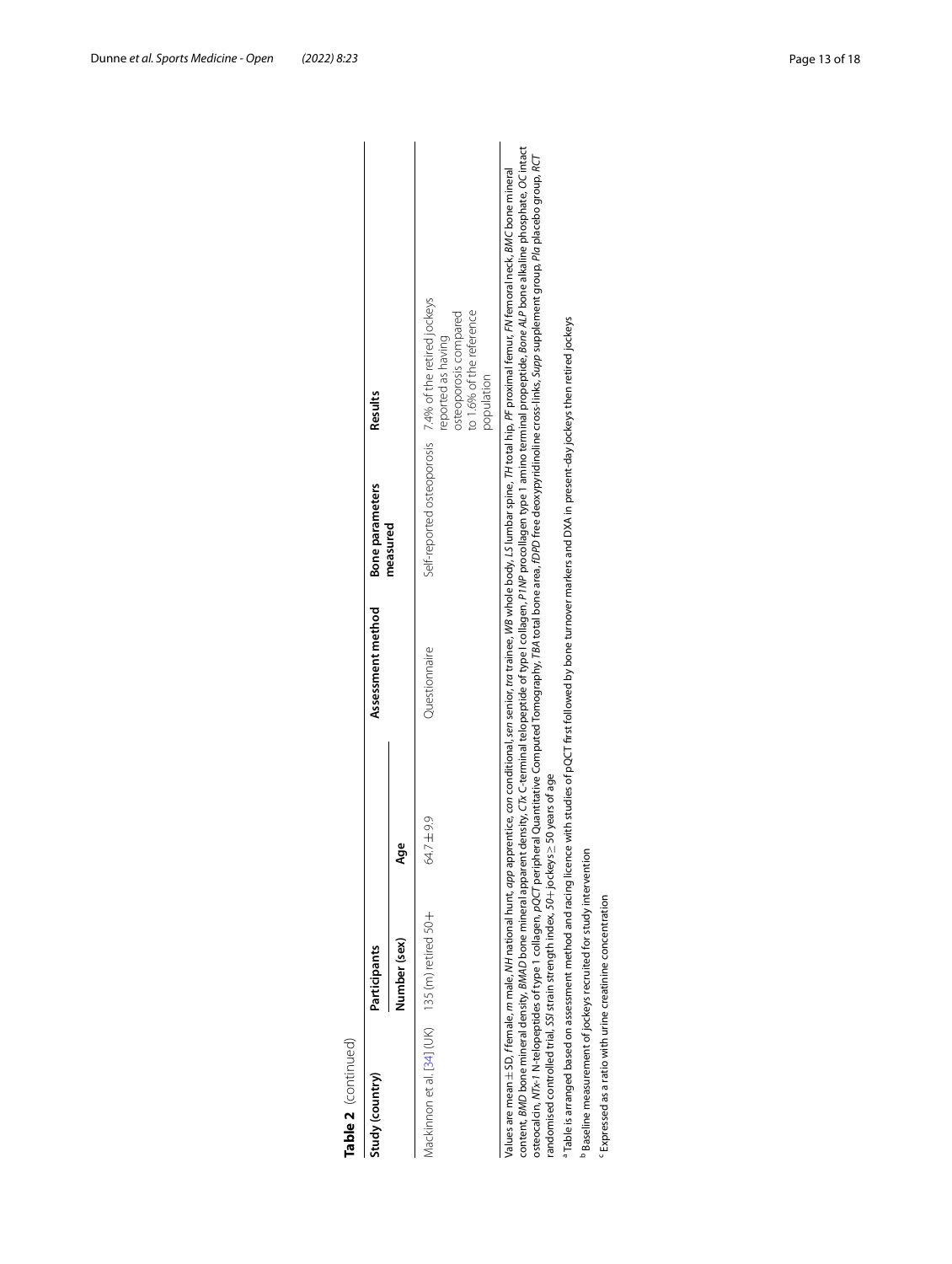**Table 2** (continued)

| Study (country) | Participants | | Assessment method | Bone parameters measured | Results |
|---|---|---|---|---|---|
| | Number (sex) | Age | | | |
| Mackinnon et al. [34] (UK) | 135 (m) retired 50+ | 64.7 ± 9.9 | Questionnaire | Self-reported osteoporosis | 7.4% of the retired jockeys reported as having osteoporosis compared to 1.6% of the reference population |

Values are mean ± SD, *f* female, *m* male, *NH* national hunt, *app* apprentice, *con* conditional, *sen* senior, *tra* trainee, *WB* whole body, *LS* lumbar spine, *TH* total hip, *PF* proximal femur, *FN* femoral neck, *BMC* bone mineral content, *BMD* bone mineral density, *BMAD* bone mineral apparent density, *CTx* C-terminal telopeptide of type I collagen, *P1NP* procollagen type 1 amino terminal propeptide, *Bone ALP* bone alkaline phosphate, *OC* intact osteocalcin, *NTx-1* N-telopeptides of type 1 collagen, *pQCT* peripheral Quantitative Computed Tomography, *TBA* total bone area, *fDPD* free deoxypyridinoline cross-links, *Supp* supplement group, *Pla* placebo group, *RCT* randomised controlled trial, *SSI* strain strength index, *50+* jockeys ≥ 50 years of age

[a] Table is arranged based on assessment method and racing licence with studies of pQCT first followed by bone turnover markers and DXA in present-day jockeys then retired jockeys

[b] Baseline measurement of jockeys recruited for study intervention

[c] Expressed as a ratio with urine creatinine concentration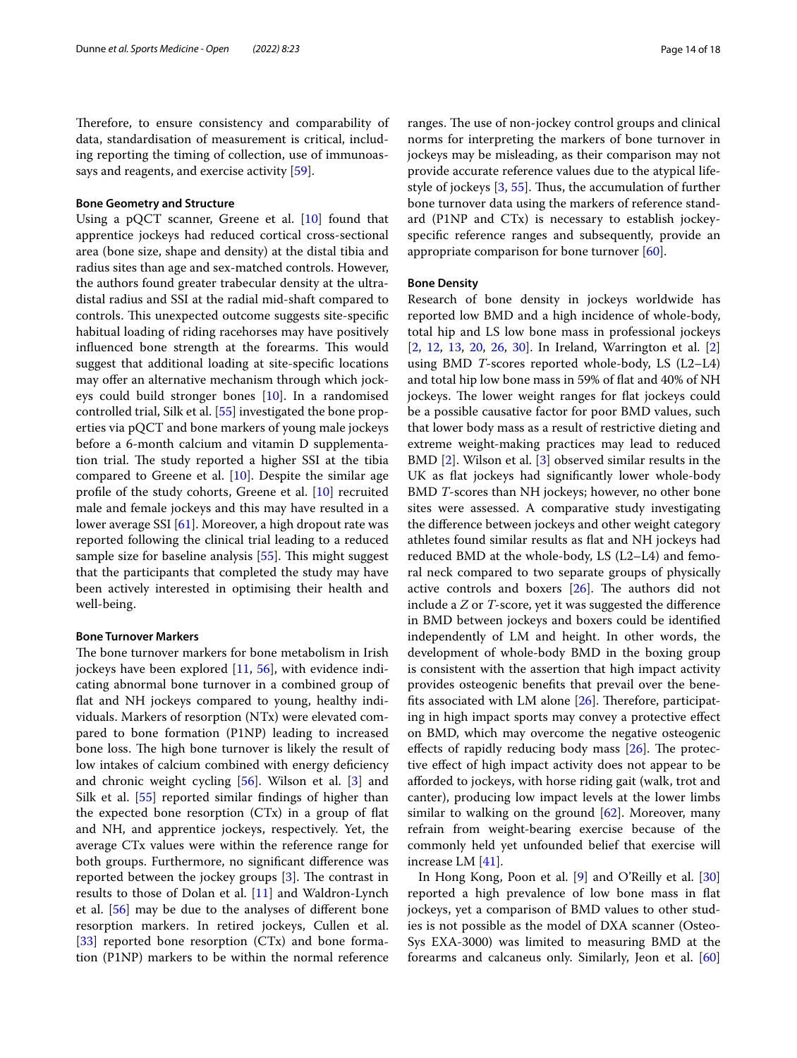Therefore, to ensure consistency and comparability of data, standardisation of measurement is critical, including reporting the timing of collection, use of immunoassays and reagents, and exercise activity [59].

### Bone Geometry and Structure

Using a pQCT scanner, Greene et al. [10] found that apprentice jockeys had reduced cortical cross-sectional area (bone size, shape and density) at the distal tibia and radius sites than age and sex-matched controls. However, the authors found greater trabecular density at the ultra-distal radius and SSI at the radial mid-shaft compared to controls. This unexpected outcome suggests site-specific habitual loading of riding racehorses may have positively influenced bone strength at the forearms. This would suggest that additional loading at site-specific locations may offer an alternative mechanism through which jockeys could build stronger bones [10]. In a randomised controlled trial, Silk et al. [55] investigated the bone properties via pQCT and bone markers of young male jockeys before a 6-month calcium and vitamin D supplementation trial. The study reported a higher SSI at the tibia compared to Greene et al. [10]. Despite the similar age profile of the study cohorts, Greene et al. [10] recruited male and female jockeys and this may have resulted in a lower average SSI [61]. Moreover, a high dropout rate was reported following the clinical trial leading to a reduced sample size for baseline analysis [55]. This might suggest that the participants that completed the study may have been actively interested in optimising their health and well-being.

### Bone Turnover Markers

The bone turnover markers for bone metabolism in Irish jockeys have been explored [11, 56], with evidence indicating abnormal bone turnover in a combined group of flat and NH jockeys compared to young, healthy individuals. Markers of resorption (NTx) were elevated compared to bone formation (P1NP) leading to increased bone loss. The high bone turnover is likely the result of low intakes of calcium combined with energy deficiency and chronic weight cycling [56]. Wilson et al. [3] and Silk et al. [55] reported similar findings of higher than the expected bone resorption (CTx) in a group of flat and NH, and apprentice jockeys, respectively. Yet, the average CTx values were within the reference range for both groups. Furthermore, no significant difference was reported between the jockey groups [3]. The contrast in results to those of Dolan et al. [11] and Waldron-Lynch et al. [56] may be due to the analyses of different bone resorption markers. In retired jockeys, Cullen et al. [33] reported bone resorption (CTx) and bone formation (P1NP) markers to be within the normal reference ranges. The use of non-jockey control groups and clinical norms for interpreting the markers of bone turnover in jockeys may be misleading, as their comparison may not provide accurate reference values due to the atypical lifestyle of jockeys [3, 55]. Thus, the accumulation of further bone turnover data using the markers of reference standard (P1NP and CTx) is necessary to establish jockey-specific reference ranges and subsequently, provide an appropriate comparison for bone turnover [60].

### Bone Density

Research of bone density in jockeys worldwide has reported low BMD and a high incidence of whole-body, total hip and LS low bone mass in professional jockeys [2, 12, 13, 20, 26, 30]. In Ireland, Warrington et al. [2] using BMD *T*-scores reported whole-body, LS (L2–L4) and total hip low bone mass in 59% of flat and 40% of NH jockeys. The lower weight ranges for flat jockeys could be a possible causative factor for poor BMD values, such that lower body mass as a result of restrictive dieting and extreme weight-making practices may lead to reduced BMD [2]. Wilson et al. [3] observed similar results in the UK as flat jockeys had significantly lower whole-body BMD *T*-scores than NH jockeys; however, no other bone sites were assessed. A comparative study investigating the difference between jockeys and other weight category athletes found similar results as flat and NH jockeys had reduced BMD at the whole-body, LS (L2–L4) and femoral neck compared to two separate groups of physically active controls and boxers [26]. The authors did not include a *Z* or *T*-score, yet it was suggested the difference in BMD between jockeys and boxers could be identified independently of LM and height. In other words, the development of whole-body BMD in the boxing group is consistent with the assertion that high impact activity provides osteogenic benefits that prevail over the benefits associated with LM alone [26]. Therefore, participating in high impact sports may convey a protective effect on BMD, which may overcome the negative osteogenic effects of rapidly reducing body mass [26]. The protective effect of high impact activity does not appear to be afforded to jockeys, with horse riding gait (walk, trot and canter), producing low impact levels at the lower limbs similar to walking on the ground [62]. Moreover, many refrain from weight-bearing exercise because of the commonly held yet unfounded belief that exercise will increase LM [41].

In Hong Kong, Poon et al. [9] and O'Reilly et al. [30] reported a high prevalence of low bone mass in flat jockeys, yet a comparison of BMD values to other studies is not possible as the model of DXA scanner (OsteoSys EXA-3000) was limited to measuring BMD at the forearms and calcaneus only. Similarly, Jeon et al. [60]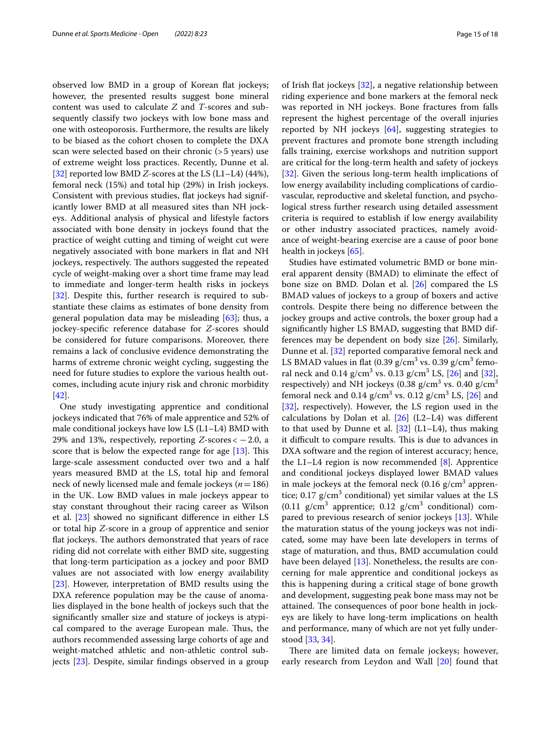observed low BMD in a group of Korean flat jockeys; however, the presented results suggest bone mineral content was used to calculate *Z* and *T*-scores and subsequently classify two jockeys with low bone mass and one with osteoporosis. Furthermore, the results are likely to be biased as the cohort chosen to complete the DXA scan were selected based on their chronic (> 5 years) use of extreme weight loss practices. Recently, Dunne et al. [32] reported low BMD *Z*-scores at the LS (L1–L4) (44%), femoral neck (15%) and total hip (29%) in Irish jockeys. Consistent with previous studies, flat jockeys had significantly lower BMD at all measured sites than NH jockeys. Additional analysis of physical and lifestyle factors associated with bone density in jockeys found that the practice of weight cutting and timing of weight cut were negatively associated with bone markers in flat and NH jockeys, respectively. The authors suggested the repeated cycle of weight-making over a short time frame may lead to immediate and longer-term health risks in jockeys [32]. Despite this, further research is required to substantiate these claims as estimates of bone density from general population data may be misleading [63]; thus, a jockey-specific reference database for *Z*-scores should be considered for future comparisons. Moreover, there remains a lack of conclusive evidence demonstrating the harms of extreme chronic weight cycling, suggesting the need for future studies to explore the various health outcomes, including acute injury risk and chronic morbidity [42].

One study investigating apprentice and conditional jockeys indicated that 76% of male apprentice and 52% of male conditional jockeys have low LS (L1–L4) BMD with 29% and 13%, respectively, reporting *Z*-scores $< -2.0$, a score that is below the expected range for age [13]. This large-scale assessment conducted over two and a half years measured BMD at the LS, total hip and femoral neck of newly licensed male and female jockeys ($n = 186$) in the UK. Low BMD values in male jockeys appear to stay constant throughout their racing career as Wilson et al. [23] showed no significant difference in either LS or total hip *Z*-score in a group of apprentice and senior flat jockeys. The authors demonstrated that years of race riding did not correlate with either BMD site, suggesting that long-term participation as a jockey and poor BMD values are not associated with low energy availability [23]. However, interpretation of BMD results using the DXA reference population may be the cause of anomalies displayed in the bone health of jockeys such that the significantly smaller size and stature of jockeys is atypical compared to the average European male. Thus, the authors recommended assessing large cohorts of age and weight-matched athletic and non-athletic control subjects [23]. Despite, similar findings observed in a group of Irish flat jockeys [32], a negative relationship between riding experience and bone markers at the femoral neck was reported in NH jockeys. Bone fractures from falls represent the highest percentage of the overall injuries reported by NH jockeys [64], suggesting strategies to prevent fractures and promote bone strength including falls training, exercise workshops and nutrition support are critical for the long-term health and safety of jockeys [32]. Given the serious long-term health implications of low energy availability including complications of cardiovascular, reproductive and skeletal function, and psychological stress further research using detailed assessment criteria is required to establish if low energy availability or other industry associated practices, namely avoidance of weight-bearing exercise are a cause of poor bone health in jockeys [65].

Studies have estimated volumetric BMD or bone mineral apparent density (BMAD) to eliminate the effect of bone size on BMD. Dolan et al. [26] compared the LS BMAD values of jockeys to a group of boxers and active controls. Despite there being no difference between the jockey groups and active controls, the boxer group had a significantly higher LS BMAD, suggesting that BMD differences may be dependent on body size [26]. Similarly, Dunne et al. [32] reported comparative femoral neck and LS BMAD values in flat (0.39 g/cm$^3$ vs. 0.39 g/cm$^3$ femoral neck and 0.14 g/cm$^3$ vs. 0.13 g/cm$^3$ LS, [26] and [32], respectively) and NH jockeys (0.38 g/cm$^3$ vs. 0.40 g/cm$^3$ femoral neck and 0.14 g/cm$^3$ vs. 0.12 g/cm$^3$ LS, [26] and [32], respectively). However, the LS region used in the calculations by Dolan et al. [26] (L2–L4) was different to that used by Dunne et al. [32] (L1–L4), thus making it difficult to compare results. This is due to advances in DXA software and the region of interest accuracy; hence, the L1–L4 region is now recommended [8]. Apprentice and conditional jockeys displayed lower BMAD values in male jockeys at the femoral neck (0.16 g/cm$^3$ apprentice; 0.17 g/cm$^3$ conditional) yet similar values at the LS (0.11 g/cm$^3$ apprentice; 0.12 g/cm$^3$ conditional) compared to previous research of senior jockeys [13]. While the maturation status of the young jockeys was not indicated, some may have been late developers in terms of stage of maturation, and thus, BMD accumulation could have been delayed [13]. Nonetheless, the results are concerning for male apprentice and conditional jockeys as this is happening during a critical stage of bone growth and development, suggesting peak bone mass may not be attained. The consequences of poor bone health in jockeys are likely to have long-term implications on health and performance, many of which are not yet fully understood [33, 34].

There are limited data on female jockeys; however, early research from Leydon and Wall [20] found that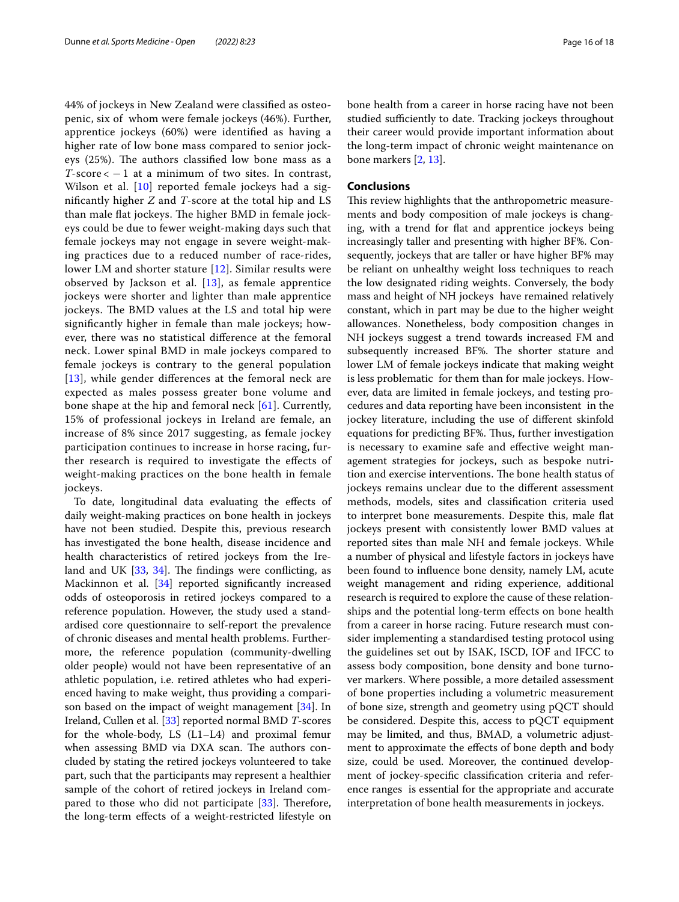44% of jockeys in New Zealand were classified as osteopenic, six of whom were female jockeys (46%). Further, apprentice jockeys (60%) were identified as having a higher rate of low bone mass compared to senior jockeys (25%). The authors classified low bone mass as a *T*-score $< -1$ at a minimum of two sites. In contrast, Wilson et al. [10] reported female jockeys had a significantly higher *Z* and *T*-score at the total hip and LS than male flat jockeys. The higher BMD in female jockeys could be due to fewer weight-making days such that female jockeys may not engage in severe weight-making practices due to a reduced number of race-rides, lower LM and shorter stature [12]. Similar results were observed by Jackson et al. [13], as female apprentice jockeys were shorter and lighter than male apprentice jockeys. The BMD values at the LS and total hip were significantly higher in female than male jockeys; however, there was no statistical difference at the femoral neck. Lower spinal BMD in male jockeys compared to female jockeys is contrary to the general population [13], while gender differences at the femoral neck are expected as males possess greater bone volume and bone shape at the hip and femoral neck [61]. Currently, 15% of professional jockeys in Ireland are female, an increase of 8% since 2017 suggesting, as female jockey participation continues to increase in horse racing, further research is required to investigate the effects of weight-making practices on the bone health in female jockeys.

To date, longitudinal data evaluating the effects of daily weight-making practices on bone health in jockeys have not been studied. Despite this, previous research has investigated the bone health, disease incidence and health characteristics of retired jockeys from the Ireland and UK [33, 34]. The findings were conflicting, as Mackinnon et al. [34] reported significantly increased odds of osteoporosis in retired jockeys compared to a reference population. However, the study used a standardised core questionnaire to self-report the prevalence of chronic diseases and mental health problems. Furthermore, the reference population (community-dwelling older people) would not have been representative of an athletic population, i.e. retired athletes who had experienced having to make weight, thus providing a comparison based on the impact of weight management [34]. In Ireland, Cullen et al. [33] reported normal BMD *T*-scores for the whole-body, LS (L1–L4) and proximal femur when assessing BMD via DXA scan. The authors concluded by stating the retired jockeys volunteered to take part, such that the participants may represent a healthier sample of the cohort of retired jockeys in Ireland compared to those who did not participate [33]. Therefore, the long-term effects of a weight-restricted lifestyle on bone health from a career in horse racing have not been studied sufficiently to date. Tracking jockeys throughout their career would provide important information about the long-term impact of chronic weight maintenance on bone markers [2, 13].

## Conclusions

This review highlights that the anthropometric measurements and body composition of male jockeys is changing, with a trend for flat and apprentice jockeys being increasingly taller and presenting with higher BF%. Consequently, jockeys that are taller or have higher BF% may be reliant on unhealthy weight loss techniques to reach the low designated riding weights. Conversely, the body mass and height of NH jockeys have remained relatively constant, which in part may be due to the higher weight allowances. Nonetheless, body composition changes in NH jockeys suggest a trend towards increased FM and subsequently increased BF%. The shorter stature and lower LM of female jockeys indicate that making weight is less problematic for them than for male jockeys. However, data are limited in female jockeys, and testing procedures and data reporting have been inconsistent in the jockey literature, including the use of different skinfold equations for predicting BF%. Thus, further investigation is necessary to examine safe and effective weight management strategies for jockeys, such as bespoke nutrition and exercise interventions. The bone health status of jockeys remains unclear due to the different assessment methods, models, sites and classification criteria used to interpret bone measurements. Despite this, male flat jockeys present with consistently lower BMD values at reported sites than male NH and female jockeys. While a number of physical and lifestyle factors in jockeys have been found to influence bone density, namely LM, acute weight management and riding experience, additional research is required to explore the cause of these relationships and the potential long-term effects on bone health from a career in horse racing. Future research must consider implementing a standardised testing protocol using the guidelines set out by ISAK, ISCD, IOF and IFCC to assess body composition, bone density and bone turnover markers. Where possible, a more detailed assessment of bone properties including a volumetric measurement of bone size, strength and geometry using pQCT should be considered. Despite this, access to pQCT equipment may be limited, and thus, BMAD, a volumetric adjustment to approximate the effects of bone depth and body size, could be used. Moreover, the continued development of jockey-specific classification criteria and reference ranges is essential for the appropriate and accurate interpretation of bone health measurements in jockeys.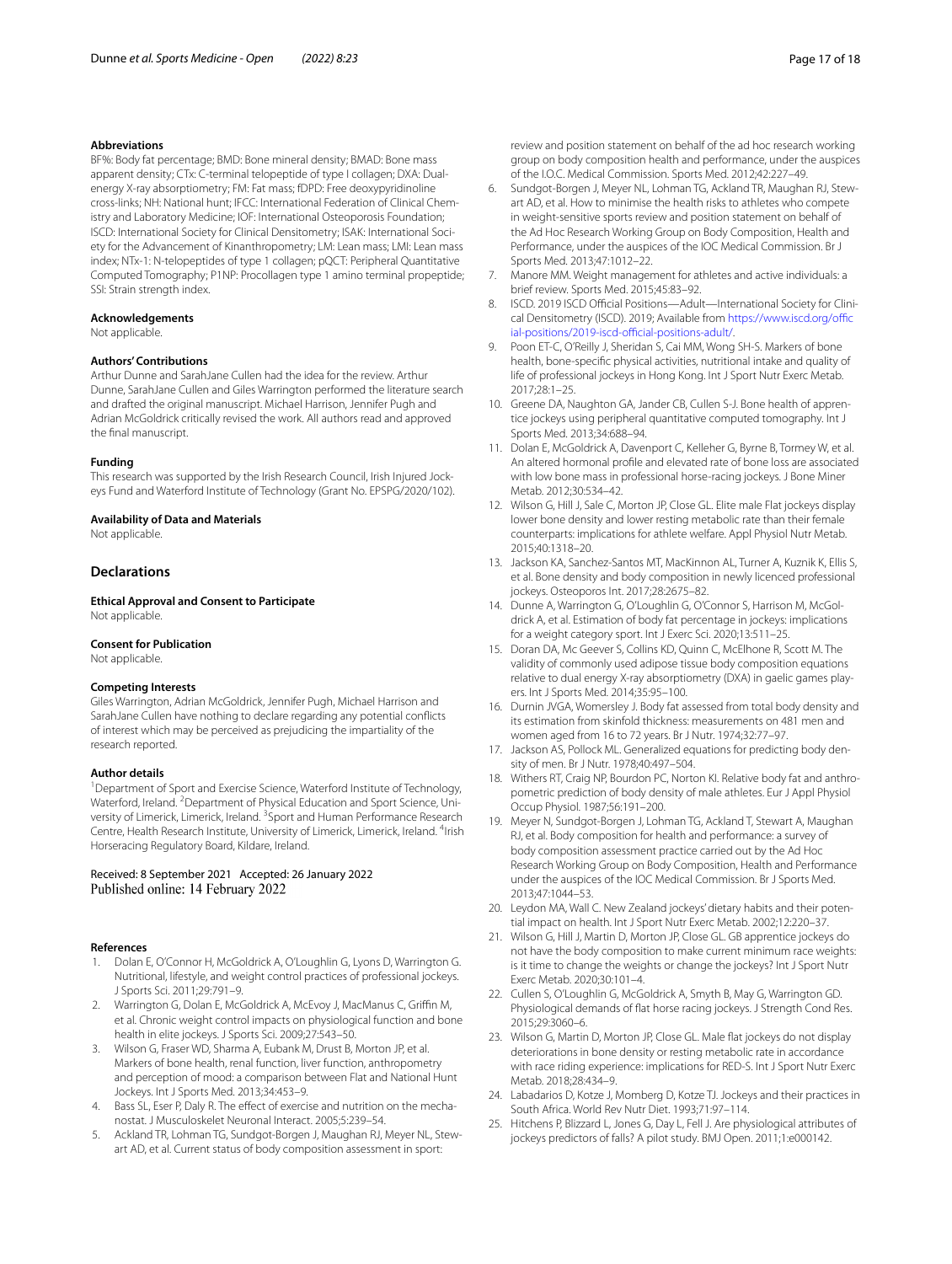**Abbreviations**

BF%: Body fat percentage; BMD: Bone mineral density; BMAD: Bone mass apparent density; CTx: C-terminal telopeptide of type I collagen; DXA: Dual-energy X-ray absorptiometry; FM: Fat mass; fDPD: Free deoxypyridinoline cross-links; NH: National hunt; IFCC: International Federation of Clinical Chemistry and Laboratory Medicine; IOF: International Osteoporosis Foundation; ISCD: International Society for Clinical Densitometry; ISAK: International Society for the Advancement of Kinanthropometry; LM: Lean mass; LMI: Lean mass index; NTx-1: N-telopeptides of type 1 collagen; pQCT: Peripheral Quantitative Computed Tomography; P1NP: Procollagen type 1 amino terminal propeptide; SSI: Strain strength index.

**Acknowledgements**

Not applicable.

**Authors' Contributions**

Arthur Dunne and SarahJane Cullen had the idea for the review. Arthur Dunne, SarahJane Cullen and Giles Warrington performed the literature search and drafted the original manuscript. Michael Harrison, Jennifer Pugh and Adrian McGoldrick critically revised the work. All authors read and approved the final manuscript.

**Funding**

This research was supported by the Irish Research Council, Irish Injured Jockeys Fund and Waterford Institute of Technology (Grant No. EPSPG/2020/102).

**Availability of Data and Materials**

Not applicable.

## Declarations

**Ethical Approval and Consent to Participate**

Not applicable.

**Consent for Publication**

Not applicable.

**Competing Interests**

Giles Warrington, Adrian McGoldrick, Jennifer Pugh, Michael Harrison and SarahJane Cullen have nothing to declare regarding any potential conflicts of interest which may be perceived as prejudicing the impartiality of the research reported.

**Author details**

[1]Department of Sport and Exercise Science, Waterford Institute of Technology, Waterford, Ireland. [2]Department of Physical Education and Sport Science, University of Limerick, Limerick, Ireland. [3]Sport and Human Performance Research Centre, Health Research Institute, University of Limerick, Limerick, Ireland. [4]Irish Horseracing Regulatory Board, Kildare, Ireland.

Received: 8 September 2021 Accepted: 26 January 2022
Published online: 14 February 2022

**References**

1. Dolan E, O'Connor H, McGoldrick A, O'Loughlin G, Lyons D, Warrington G. Nutritional, lifestyle, and weight control practices of professional jockeys. J Sports Sci. 2011;29:791–9.
2. Warrington G, Dolan E, McGoldrick A, McEvoy J, MacManus C, Griffin M, et al. Chronic weight control impacts on physiological function and bone health in elite jockeys. J Sports Sci. 2009;27:543–50.
3. Wilson G, Fraser WD, Sharma A, Eubank M, Drust B, Morton JP, et al. Markers of bone health, renal function, liver function, anthropometry and perception of mood: a comparison between Flat and National Hunt Jockeys. Int J Sports Med. 2013;34:453–9.
4. Bass SL, Eser P, Daly R. The effect of exercise and nutrition on the mechanostat. J Musculoskelet Neuronal Interact. 2005;5:239–54.
5. Ackland TR, Lohman TG, Sundgot-Borgen J, Maughan RJ, Meyer NL, Stewart AD, et al. Current status of body composition assessment in sport: review and position statement on behalf of the ad hoc research working group on body composition health and performance, under the auspices of the I.O.C. Medical Commission. Sports Med. 2012;42:227–49.
6. Sundgot-Borgen J, Meyer NL, Lohman TG, Ackland TR, Maughan RJ, Stewart AD, et al. How to minimise the health risks to athletes who compete in weight-sensitive sports review and position statement on behalf of the Ad Hoc Research Working Group on Body Composition, Health and Performance, under the auspices of the IOC Medical Commission. Br J Sports Med. 2013;47:1012–22.
7. Manore MM. Weight management for athletes and active individuals: a brief review. Sports Med. 2015;45:83–92.
8. ISCD. 2019 ISCD Official Positions—Adult—International Society for Clinical Densitometry (ISCD). 2019; Available from https://www.iscd.org/official-positions/2019-iscd-official-positions-adult/.
9. Poon ET-C, O'Reilly J, Sheridan S, Cai MM, Wong SH-S. Markers of bone health, bone-specific physical activities, nutritional intake and quality of life of professional jockeys in Hong Kong. Int J Sport Nutr Exerc Metab. 2017;28:1–25.
10. Greene DA, Naughton GA, Jander CB, Cullen S-J. Bone health of apprentice jockeys using peripheral quantitative computed tomography. Int J Sports Med. 2013;34:688–94.
11. Dolan E, McGoldrick A, Davenport C, Kelleher G, Byrne B, Tormey W, et al. An altered hormonal profile and elevated rate of bone loss are associated with low bone mass in professional horse-racing jockeys. J Bone Miner Metab. 2012;30:534–42.
12. Wilson G, Hill J, Sale C, Morton JP, Close GL. Elite male Flat jockeys display lower bone density and lower resting metabolic rate than their female counterparts: implications for athlete welfare. Appl Physiol Nutr Metab. 2015;40:1318–20.
13. Jackson KA, Sanchez-Santos MT, MacKinnon AL, Turner A, Kuznik K, Ellis S, et al. Bone density and body composition in newly licenced professional jockeys. Osteoporos Int. 2017;28:2675–82.
14. Dunne A, Warrington G, O'Loughlin G, O'Connor S, Harrison M, McGoldrick A, et al. Estimation of body fat percentage in jockeys: implications for a weight category sport. Int J Exerc Sci. 2020;13:511–25.
15. Doran DA, Mc Geever S, Collins KD, Quinn C, McElhone R, Scott M. The validity of commonly used adipose tissue body composition equations relative to dual energy X-ray absorptiometry (DXA) in gaelic games players. Int J Sports Med. 2014;35:95–100.
16. Durnin JVGA, Womersley J. Body fat assessed from total body density and its estimation from skinfold thickness: measurements on 481 men and women aged from 16 to 72 years. Br J Nutr. 1974;32:77–97.
17. Jackson AS, Pollock ML. Generalized equations for predicting body density of men. Br J Nutr. 1978;40:497–504.
18. Withers RT, Craig NP, Bourdon PC, Norton KI. Relative body fat and anthropometric prediction of body density of male athletes. Eur J Appl Physiol Occup Physiol. 1987;56:191–200.
19. Meyer N, Sundgot-Borgen J, Lohman TG, Ackland T, Stewart A, Maughan RJ, et al. Body composition for health and performance: a survey of body composition assessment practice carried out by the Ad Hoc Research Working Group on Body Composition, Health and Performance under the auspices of the IOC Medical Commission. Br J Sports Med. 2013;47:1044–53.
20. Leydon MA, Wall C. New Zealand jockeys' dietary habits and their potential impact on health. Int J Sport Nutr Exerc Metab. 2002;12:220–37.
21. Wilson G, Hill J, Martin D, Morton JP, Close GL. GB apprentice jockeys do not have the body composition to make current minimum race weights: is it time to change the weights or change the jockeys? Int J Sport Nutr Exerc Metab. 2020;30:101–4.
22. Cullen S, O'Loughlin G, McGoldrick A, Smyth B, May G, Warrington GD. Physiological demands of flat horse racing jockeys. J Strength Cond Res. 2015;29:3060–6.
23. Wilson G, Martin D, Morton JP, Close GL. Male flat jockeys do not display deteriorations in bone density or resting metabolic rate in accordance with race riding experience: implications for RED-S. Int J Sport Nutr Exerc Metab. 2018;28:434–9.
24. Labadarios D, Kotze J, Momberg D, Kotze TJ. Jockeys and their practices in South Africa. World Rev Nutr Diet. 1993;71:97–114.
25. Hitchens P, Blizzard L, Jones G, Day L, Fell J. Are physiological attributes of jockeys predictors of falls? A pilot study. BMJ Open. 2011;1:e000142.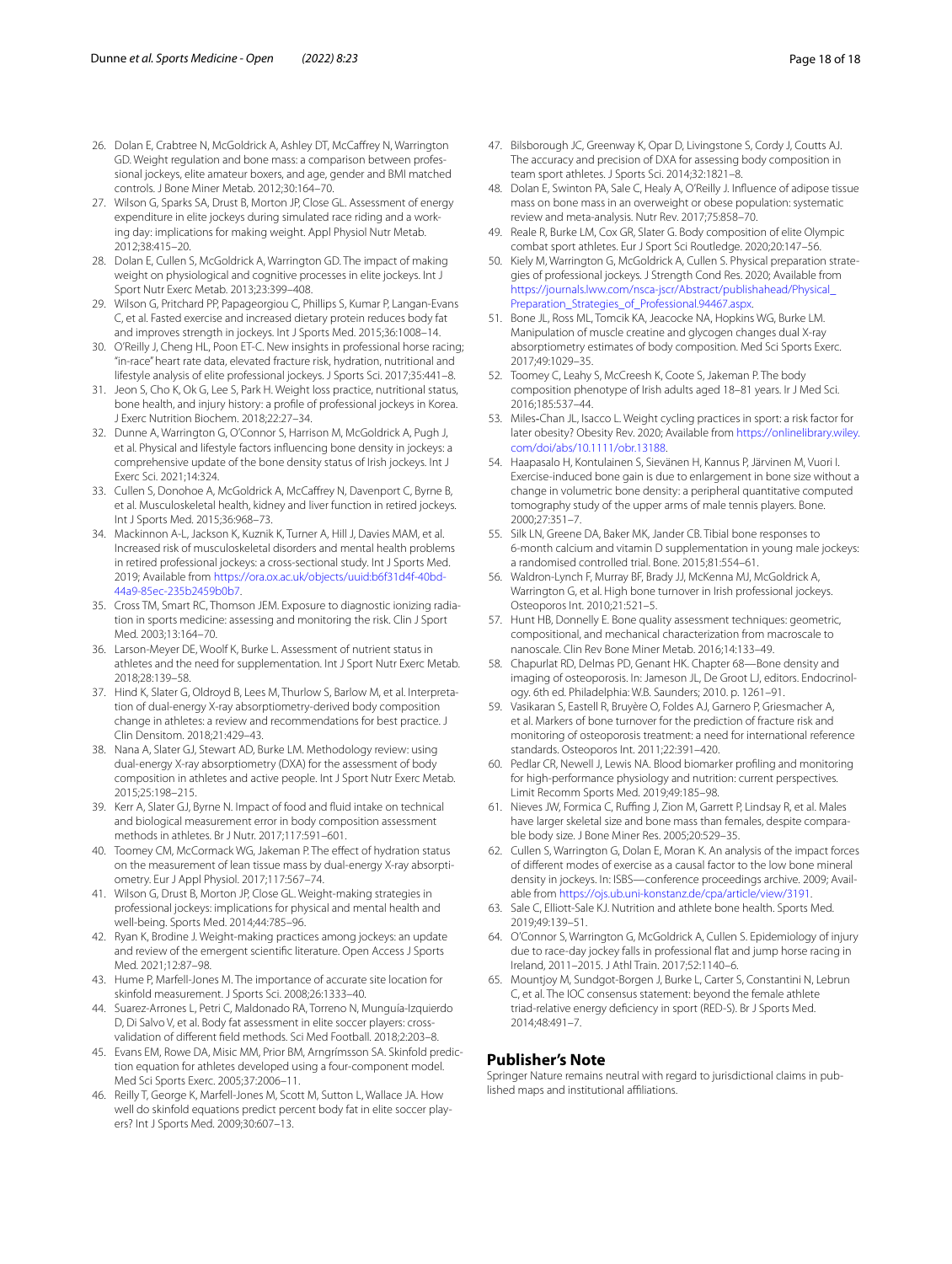26. Dolan E, Crabtree N, McGoldrick A, Ashley DT, McCaffrey N, Warrington GD. Weight regulation and bone mass: a comparison between professional jockeys, elite amateur boxers, and age, gender and BMI matched controls. J Bone Miner Metab. 2012;30:164–70.
27. Wilson G, Sparks SA, Drust B, Morton JP, Close GL. Assessment of energy expenditure in elite jockeys during simulated race riding and a working day: implications for making weight. Appl Physiol Nutr Metab. 2012;38:415–20.
28. Dolan E, Cullen S, McGoldrick A, Warrington GD. The impact of making weight on physiological and cognitive processes in elite jockeys. Int J Sport Nutr Exerc Metab. 2013;23:399–408.
29. Wilson G, Pritchard PP, Papageorgiou C, Phillips S, Kumar P, Langan-Evans C, et al. Fasted exercise and increased dietary protein reduces body fat and improves strength in jockeys. Int J Sports Med. 2015;36:1008–14.
30. O'Reilly J, Cheng HL, Poon ET-C. New insights in professional horse racing; "in-race" heart rate data, elevated fracture risk, hydration, nutritional and lifestyle analysis of elite professional jockeys. J Sports Sci. 2017;35:441–8.
31. Jeon S, Cho K, Ok G, Lee S, Park H. Weight loss practice, nutritional status, bone health, and injury history: a profile of professional jockeys in Korea. J Exerc Nutrition Biochem. 2018;22:27–34.
32. Dunne A, Warrington G, O'Connor S, Harrison M, McGoldrick A, Pugh J, et al. Physical and lifestyle factors influencing bone density in jockeys: a comprehensive update of the bone density status of Irish jockeys. Int J Exerc Sci. 2021;14:324.
33. Cullen S, Donohoe A, McGoldrick A, McCaffrey N, Davenport C, Byrne B, et al. Musculoskeletal health, kidney and liver function in retired jockeys. Int J Sports Med. 2015;36:968–73.
34. Mackinnon A-L, Jackson K, Kuznik K, Turner A, Hill J, Davies MAM, et al. Increased risk of musculoskeletal disorders and mental health problems in retired professional jockeys: a cross-sectional study. Int J Sports Med. 2019; Available from https://ora.ox.ac.uk/objects/uuid:b6f31d4f-40bd-44a9-85ec-235b2459b0b7.
35. Cross TM, Smart RC, Thomson JEM. Exposure to diagnostic ionizing radiation in sports medicine: assessing and monitoring the risk. Clin J Sport Med. 2003;13:164–70.
36. Larson-Meyer DE, Woolf K, Burke L. Assessment of nutrient status in athletes and the need for supplementation. Int J Sport Nutr Exerc Metab. 2018;28:139–58.
37. Hind K, Slater G, Oldroyd B, Lees M, Thurlow S, Barlow M, et al. Interpretation of dual-energy X-ray absorptiometry-derived body composition change in athletes: a review and recommendations for best practice. J Clin Densitom. 2018;21:429–43.
38. Nana A, Slater GJ, Stewart AD, Burke LM. Methodology review: using dual-energy X-ray absorptiometry (DXA) for the assessment of body composition in athletes and active people. Int J Sport Nutr Exerc Metab. 2015;25:198–215.
39. Kerr A, Slater GJ, Byrne N. Impact of food and fluid intake on technical and biological measurement error in body composition assessment methods in athletes. Br J Nutr. 2017;117:591–601.
40. Toomey CM, McCormack WG, Jakeman P. The effect of hydration status on the measurement of lean tissue mass by dual-energy X-ray absorptiometry. Eur J Appl Physiol. 2017;117:567–74.
41. Wilson G, Drust B, Morton JP, Close GL. Weight-making strategies in professional jockeys: implications for physical and mental health and well-being. Sports Med. 2014;44:785–96.
42. Ryan K, Brodine J. Weight-making practices among jockeys: an update and review of the emergent scientific literature. Open Access J Sports Med. 2021;12:87–98.
43. Hume P, Marfell-Jones M. The importance of accurate site location for skinfold measurement. J Sports Sci. 2008;26:1333–40.
44. Suarez-Arrones L, Petri C, Maldonado RA, Torreno N, Munguía-Izquierdo D, Di Salvo V, et al. Body fat assessment in elite soccer players: cross-validation of different field methods. Sci Med Football. 2018;2:203–8.
45. Evans EM, Rowe DA, Misic MM, Prior BM, Arngrímsson SA. Skinfold prediction equation for athletes developed using a four-component model. Med Sci Sports Exerc. 2005;37:2006–11.
46. Reilly T, George K, Marfell-Jones M, Scott M, Sutton L, Wallace JA. How well do skinfold equations predict percent body fat in elite soccer players? Int J Sports Med. 2009;30:607–13.
47. Bilsborough JC, Greenway K, Opar D, Livingstone S, Cordy J, Coutts AJ. The accuracy and precision of DXA for assessing body composition in team sport athletes. J Sports Sci. 2014;32:1821–8.
48. Dolan E, Swinton PA, Sale C, Healy A, O'Reilly J. Influence of adipose tissue mass on bone mass in an overweight or obese population: systematic review and meta-analysis. Nutr Rev. 2017;75:858–70.
49. Reale R, Burke LM, Cox GR, Slater G. Body composition of elite Olympic combat sport athletes. Eur J Sport Sci Routledge. 2020;20:147–56.
50. Kiely M, Warrington G, McGoldrick A, Cullen S. Physical preparation strategies of professional jockeys. J Strength Cond Res. 2020; Available from https://journals.lww.com/nsca-jscr/Abstract/publishahead/Physical_Preparation_Strategies_of_Professional.94467.aspx.
51. Bone JL, Ross ML, Tomcik KA, Jeacocke NA, Hopkins WG, Burke LM. Manipulation of muscle creatine and glycogen changes dual X-ray absorptiometry estimates of body composition. Med Sci Sports Exerc. 2017;49:1029–35.
52. Toomey C, Leahy S, McCreesh K, Coote S, Jakeman P. The body composition phenotype of Irish adults aged 18–81 years. Ir J Med Sci. 2016;185:537–44.
53. Miles-Chan JL, Isacco L. Weight cycling practices in sport: a risk factor for later obesity? Obesity Rev. 2020; Available from https://onlinelibrary.wiley.com/doi/abs/10.1111/obr.13188.
54. Haapasalo H, Kontulainen S, Sievänen H, Kannus P, Järvinen M, Vuori I. Exercise-induced bone gain is due to enlargement in bone size without a change in volumetric bone density: a peripheral quantitative computed tomography study of the upper arms of male tennis players. Bone. 2000;27:351–7.
55. Silk LN, Greene DA, Baker MK, Jander CB. Tibial bone responses to 6-month calcium and vitamin D supplementation in young male jockeys: a randomised controlled trial. Bone. 2015;81:554–61.
56. Waldron-Lynch F, Murray BF, Brady JJ, McKenna MJ, McGoldrick A, Warrington G, et al. High bone turnover in Irish professional jockeys. Osteoporos Int. 2010;21:521–5.
57. Hunt HB, Donnelly E. Bone quality assessment techniques: geometric, compositional, and mechanical characterization from macroscale to nanoscale. Clin Rev Bone Miner Metab. 2016;14:133–49.
58. Chapurlat RD, Delmas PD, Genant HK. Chapter 68—Bone density and imaging of osteoporosis. In: Jameson JL, De Groot LJ, editors. Endocrinology. 6th ed. Philadelphia: W.B. Saunders; 2010. p. 1261–91.
59. Vasikaran S, Eastell R, Bruyère O, Foldes AJ, Garnero P, Griesmacher A, et al. Markers of bone turnover for the prediction of fracture risk and monitoring of osteoporosis treatment: a need for international reference standards. Osteoporos Int. 2011;22:391–420.
60. Pedlar CR, Newell J, Lewis NA. Blood biomarker profiling and monitoring for high-performance physiology and nutrition: current perspectives. Limit Recomm Sports Med. 2019;49:185–98.
61. Nieves JW, Formica C, Ruffing J, Zion M, Garrett P, Lindsay R, et al. Males have larger skeletal size and bone mass than females, despite comparable body size. J Bone Miner Res. 2005;20:529–35.
62. Cullen S, Warrington G, Dolan E, Moran K. An analysis of the impact forces of different modes of exercise as a causal factor to the low bone mineral density in jockeys. In: ISBS—conference proceedings archive. 2009; Available from https://ojs.ub.uni-konstanz.de/cpa/article/view/3191.
63. Sale C, Elliott-Sale KJ. Nutrition and athlete bone health. Sports Med. 2019;49:139–51.
64. O'Connor S, Warrington G, McGoldrick A, Cullen S. Epidemiology of injury due to race-day jockey falls in professional flat and jump horse racing in Ireland, 2011–2015. J Athl Train. 2017;52:1140–6.
65. Mountjoy M, Sundgot-Borgen J, Burke L, Carter S, Constantini N, Lebrun C, et al. The IOC consensus statement: beyond the female athlete triad-relative energy deficiency in sport (RED-S). Br J Sports Med. 2014;48:491–7.

## Publisher's Note

Springer Nature remains neutral with regard to jurisdictional claims in published maps and institutional affiliations.